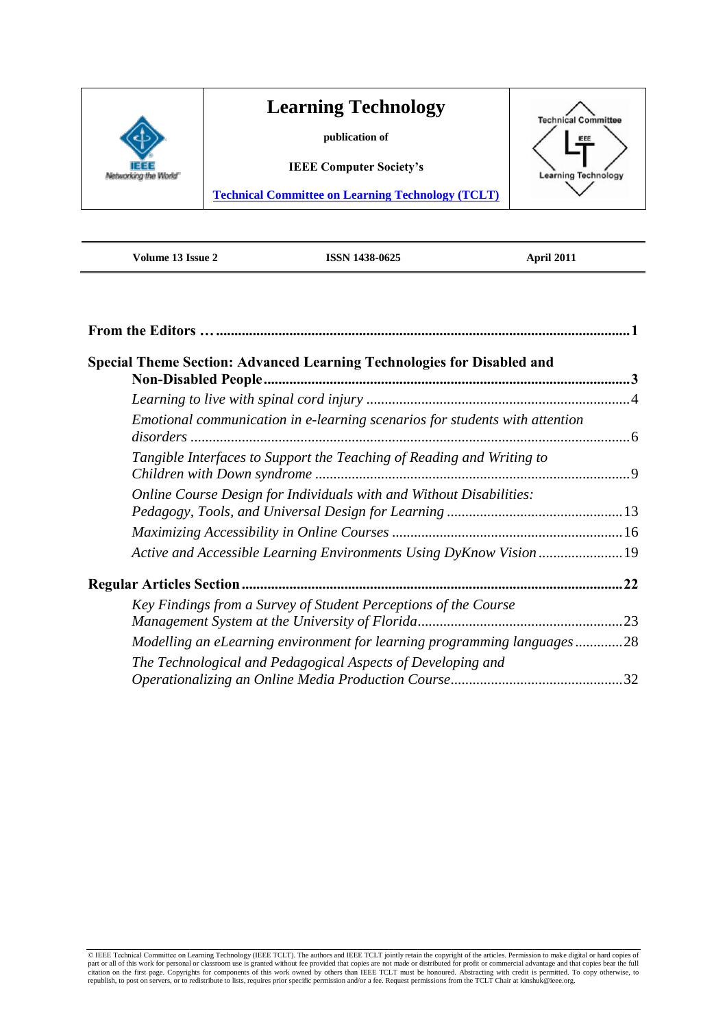# Learning Technology

publication of

IEEE Computer Society's

[Technical Committee on Learning Technology (TCLT)]

Volume 13 Issue 2 | ISSN 1438-0625 | April 2011

**From the Editors …** .......... **1**

**Special Theme Section: Advanced Learning Technologies for Disabled and Non-Disabled People** .......... **3**

*Learning to live with spinal cord injury* .......... 4

*Emotional communication in e-learning scenarios for students with attention disorders* .......... 6

*Tangible Interfaces to Support the Teaching of Reading and Writing to Children with Down syndrome* .......... 9

*Online Course Design for Individuals with and Without Disabilities: Pedagogy, Tools, and Universal Design for Learning* .......... 13

*Maximizing Accessibility in Online Courses* .......... 16

*Active and Accessible Learning Environments Using DyKnow Vision* .......... 19

**Regular Articles Section** .......... **22**

*Key Findings from a Survey of Student Perceptions of the Course Management System at the University of Florida* .......... 23

*Modelling an eLearning environment for learning programming languages* .......... 28

*The Technological and Pedagogical Aspects of Developing and Operationalizing an Online Media Production Course* .......... 32

© IEEE Technical Committee on Learning Technology (IEEE TCLT). The authors and IEEE TCLT jointly retain the copyright of the articles. Permission to make digital or hard copies of part or all of this work for personal or classroom use is granted without fee provided that copies are not made or distributed for profit or commercial advantage and that copies bear the full citation on the first page. Copyrights for components of this work owned by others than IEEE TCLT must be honoured. Abstracting with credit is permitted. To copy otherwise, to republish, to post on servers, or to redistribute to lists, requires prior specific permission and/or a fee. Request permissions from the TCLT Chair at kinshuk@ieee.org.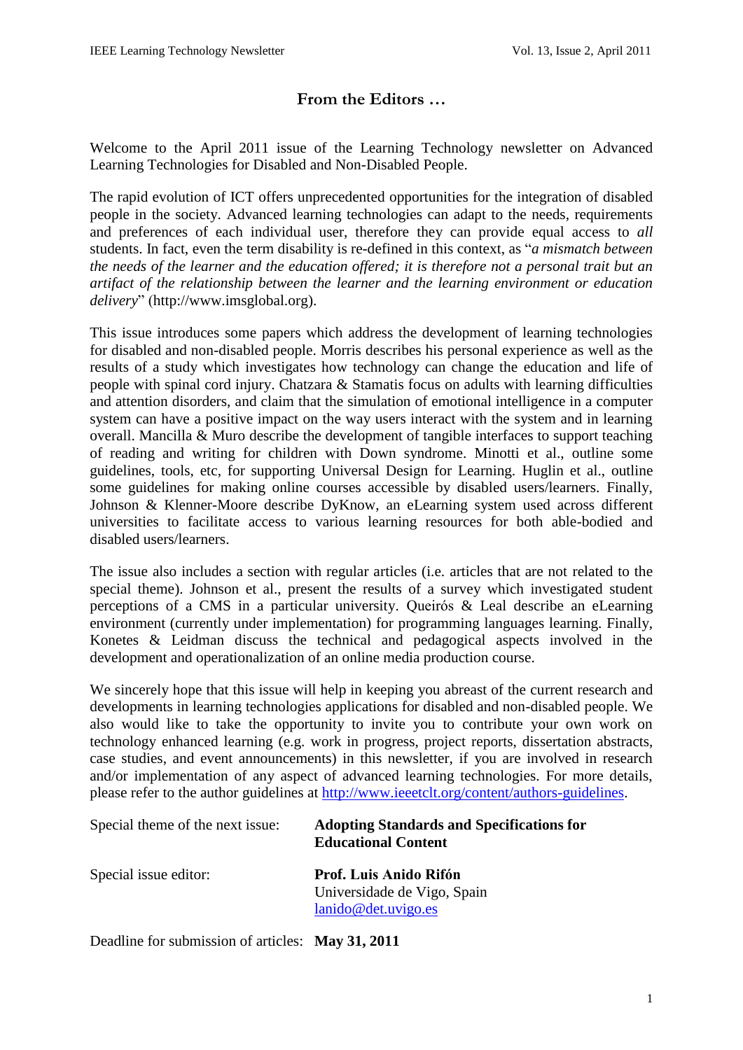# From the Editors …

Welcome to the April 2011 issue of the Learning Technology newsletter on Advanced Learning Technologies for Disabled and Non-Disabled People.

The rapid evolution of ICT offers unprecedented opportunities for the integration of disabled people in the society. Advanced learning technologies can adapt to the needs, requirements and preferences of each individual user, therefore they can provide equal access to *all* students. In fact, even the term disability is re-defined in this context, as "*a mismatch between the needs of the learner and the education offered; it is therefore not a personal trait but an artifact of the relationship between the learner and the learning environment or education delivery*" (http://www.imsglobal.org).

This issue introduces some papers which address the development of learning technologies for disabled and non-disabled people. Morris describes his personal experience as well as the results of a study which investigates how technology can change the education and life of people with spinal cord injury. Chatzara & Stamatis focus on adults with learning difficulties and attention disorders, and claim that the simulation of emotional intelligence in a computer system can have a positive impact on the way users interact with the system and in learning overall. Mancilla & Muro describe the development of tangible interfaces to support teaching of reading and writing for children with Down syndrome. Minotti et al., outline some guidelines, tools, etc, for supporting Universal Design for Learning. Huglin et al., outline some guidelines for making online courses accessible by disabled users/learners. Finally, Johnson & Klenner-Moore describe DyKnow, an eLearning system used across different universities to facilitate access to various learning resources for both able-bodied and disabled users/learners.

The issue also includes a section with regular articles (i.e. articles that are not related to the special theme). Johnson et al., present the results of a survey which investigated student perceptions of a CMS in a particular university. Queirós & Leal describe an eLearning environment (currently under implementation) for programming languages learning. Finally, Konetes & Leidman discuss the technical and pedagogical aspects involved in the development and operationalization of an online media production course.

We sincerely hope that this issue will help in keeping you abreast of the current research and developments in learning technologies applications for disabled and non-disabled people. We also would like to take the opportunity to invite you to contribute your own work on technology enhanced learning (e.g. work in progress, project reports, dissertation abstracts, case studies, and event announcements) in this newsletter, if you are involved in research and/or implementation of any aspect of advanced learning technologies. For more details, please refer to the author guidelines at http://www.ieeetclt.org/content/authors-guidelines.

| | |
|---|---|
| Special theme of the next issue: | **Adopting Standards and Specifications for Educational Content** |
| Special issue editor: | **Prof. Luis Anido Rifón**<br>Universidade de Vigo, Spain<br>lanido@det.uvigo.es |
| Deadline for submission of articles: | **May 31, 2011** |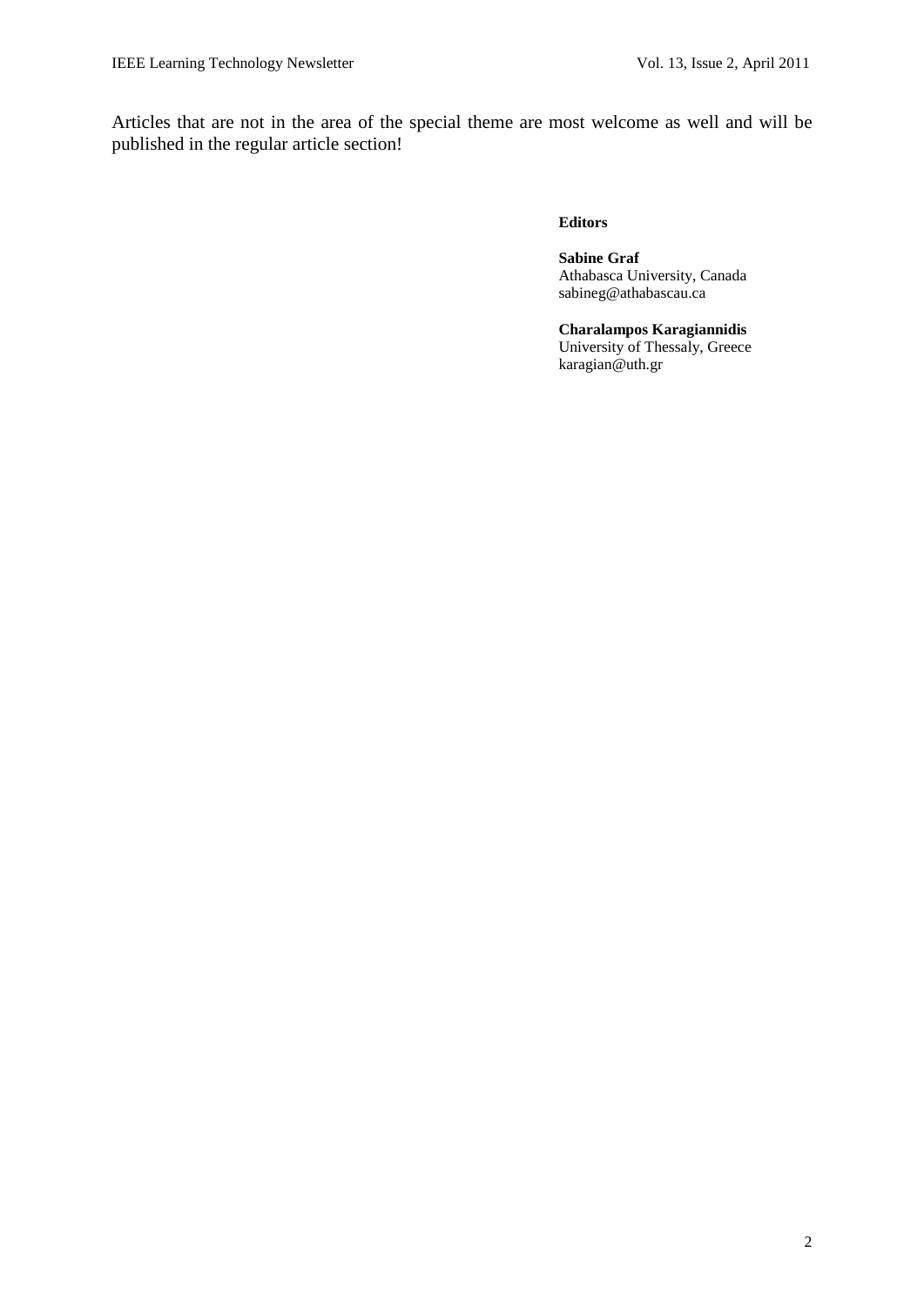Articles that are not in the area of the special theme are most welcome as well and will be published in the regular article section!

**Editors**

**Sabine Graf**
Athabasca University, Canada
sabineg@athabascau.ca

**Charalampos Karagiannidis**
University of Thessaly, Greece
karagian@uth.gr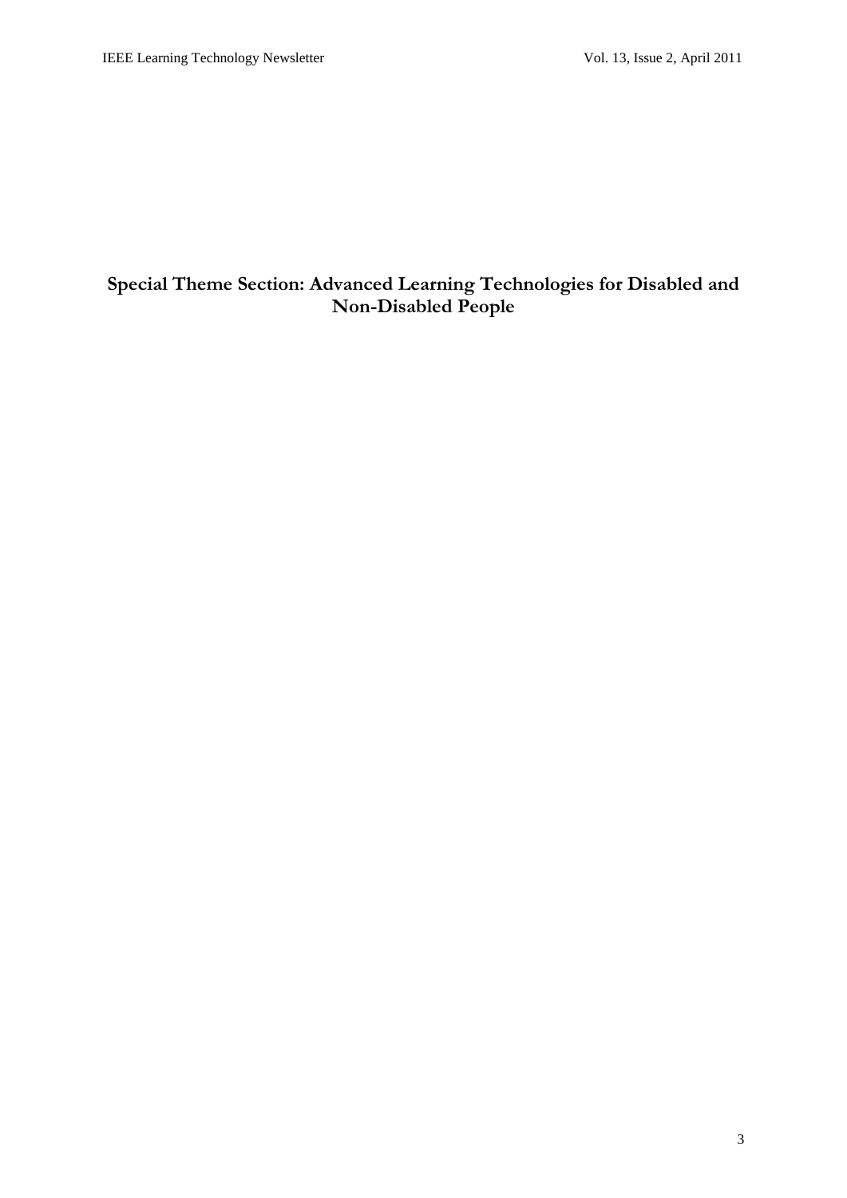# Special Theme Section: Advanced Learning Technologies for Disabled and Non-Disabled People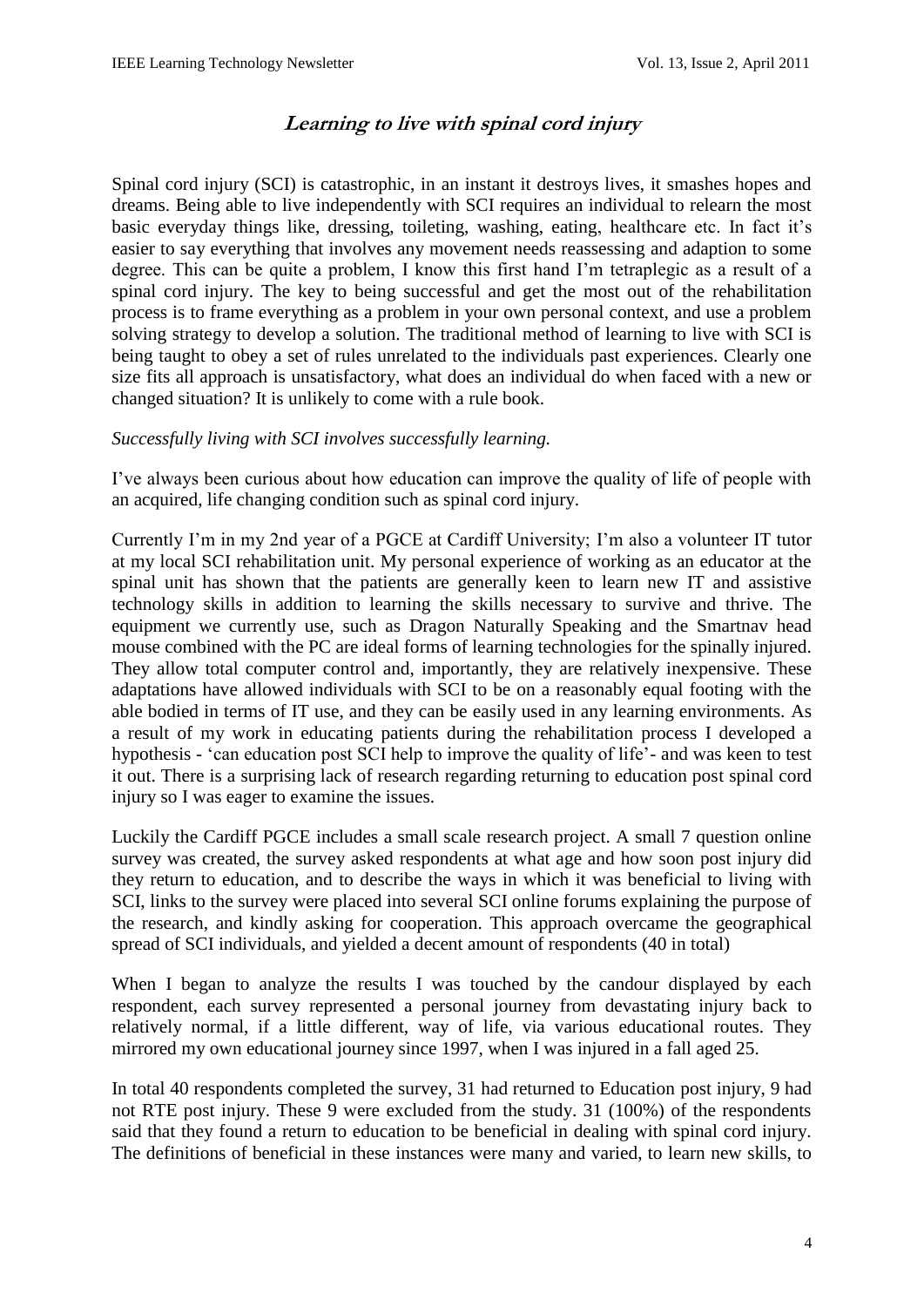## *Learning to live with spinal cord injury*

Spinal cord injury (SCI) is catastrophic, in an instant it destroys lives, it smashes hopes and dreams. Being able to live independently with SCI requires an individual to relearn the most basic everyday things like, dressing, toileting, washing, eating, healthcare etc. In fact it's easier to say everything that involves any movement needs reassessing and adaption to some degree. This can be quite a problem, I know this first hand I'm tetraplegic as a result of a spinal cord injury. The key to being successful and get the most out of the rehabilitation process is to frame everything as a problem in your own personal context, and use a problem solving strategy to develop a solution. The traditional method of learning to live with SCI is being taught to obey a set of rules unrelated to the individuals past experiences. Clearly one size fits all approach is unsatisfactory, what does an individual do when faced with a new or changed situation? It is unlikely to come with a rule book.

*Successfully living with SCI involves successfully learning.*

I've always been curious about how education can improve the quality of life of people with an acquired, life changing condition such as spinal cord injury.

Currently I'm in my 2nd year of a PGCE at Cardiff University; I'm also a volunteer IT tutor at my local SCI rehabilitation unit. My personal experience of working as an educator at the spinal unit has shown that the patients are generally keen to learn new IT and assistive technology skills in addition to learning the skills necessary to survive and thrive. The equipment we currently use, such as Dragon Naturally Speaking and the Smartnav head mouse combined with the PC are ideal forms of learning technologies for the spinally injured. They allow total computer control and, importantly, they are relatively inexpensive. These adaptations have allowed individuals with SCI to be on a reasonably equal footing with the able bodied in terms of IT use, and they can be easily used in any learning environments. As a result of my work in educating patients during the rehabilitation process I developed a hypothesis - 'can education post SCI help to improve the quality of life'- and was keen to test it out. There is a surprising lack of research regarding returning to education post spinal cord injury so I was eager to examine the issues.

Luckily the Cardiff PGCE includes a small scale research project. A small 7 question online survey was created, the survey asked respondents at what age and how soon post injury did they return to education, and to describe the ways in which it was beneficial to living with SCI, links to the survey were placed into several SCI online forums explaining the purpose of the research, and kindly asking for cooperation. This approach overcame the geographical spread of SCI individuals, and yielded a decent amount of respondents (40 in total)

When I began to analyze the results I was touched by the candour displayed by each respondent, each survey represented a personal journey from devastating injury back to relatively normal, if a little different, way of life, via various educational routes. They mirrored my own educational journey since 1997, when I was injured in a fall aged 25.

In total 40 respondents completed the survey, 31 had returned to Education post injury, 9 had not RTE post injury. These 9 were excluded from the study. 31 (100%) of the respondents said that they found a return to education to be beneficial in dealing with spinal cord injury. The definitions of beneficial in these instances were many and varied, to learn new skills, to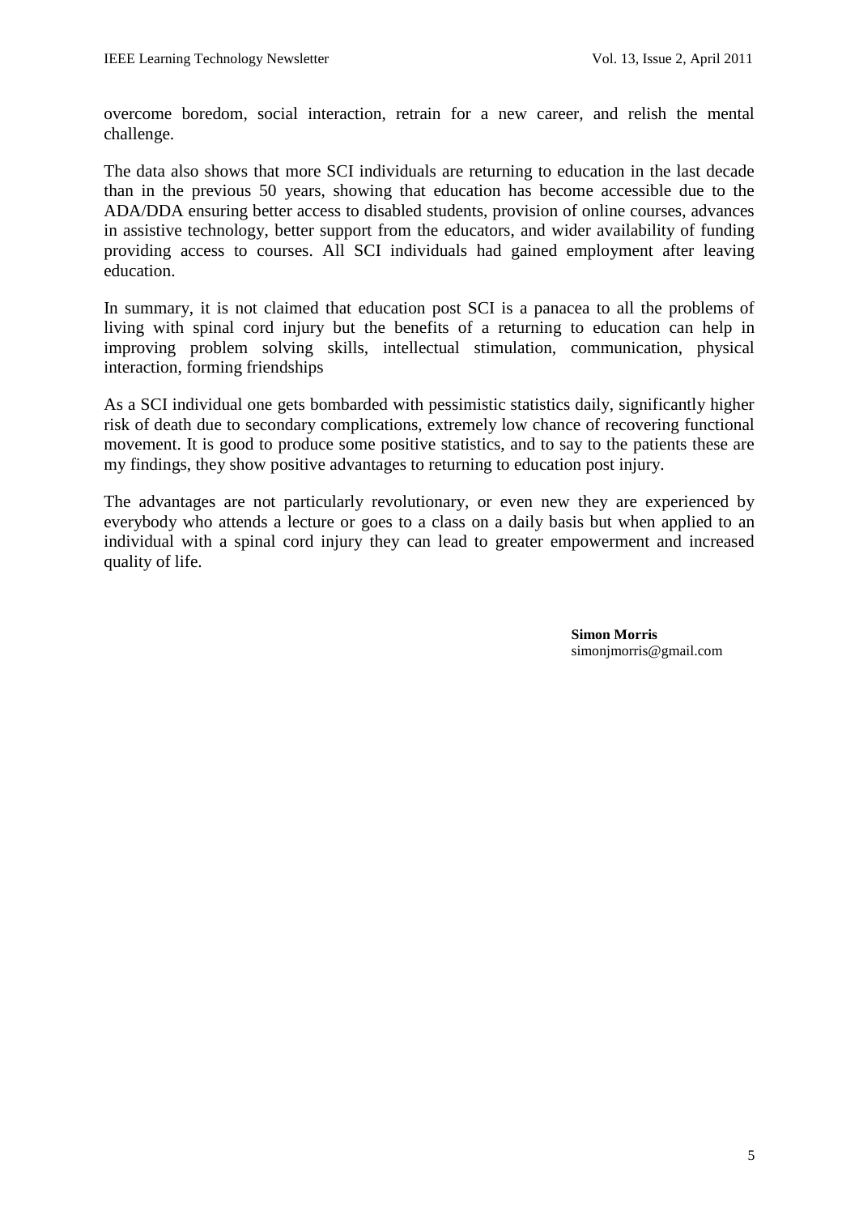overcome boredom, social interaction, retrain for a new career, and relish the mental challenge.

The data also shows that more SCI individuals are returning to education in the last decade than in the previous 50 years, showing that education has become accessible due to the ADA/DDA ensuring better access to disabled students, provision of online courses, advances in assistive technology, better support from the educators, and wider availability of funding providing access to courses. All SCI individuals had gained employment after leaving education.

In summary, it is not claimed that education post SCI is a panacea to all the problems of living with spinal cord injury but the benefits of a returning to education can help in improving problem solving skills, intellectual stimulation, communication, physical interaction, forming friendships

As a SCI individual one gets bombarded with pessimistic statistics daily, significantly higher risk of death due to secondary complications, extremely low chance of recovering functional movement. It is good to produce some positive statistics, and to say to the patients these are my findings, they show positive advantages to returning to education post injury.

The advantages are not particularly revolutionary, or even new they are experienced by everybody who attends a lecture or goes to a class on a daily basis but when applied to an individual with a spinal cord injury they can lead to greater empowerment and increased quality of life.

**Simon Morris**
simonjmorris@gmail.com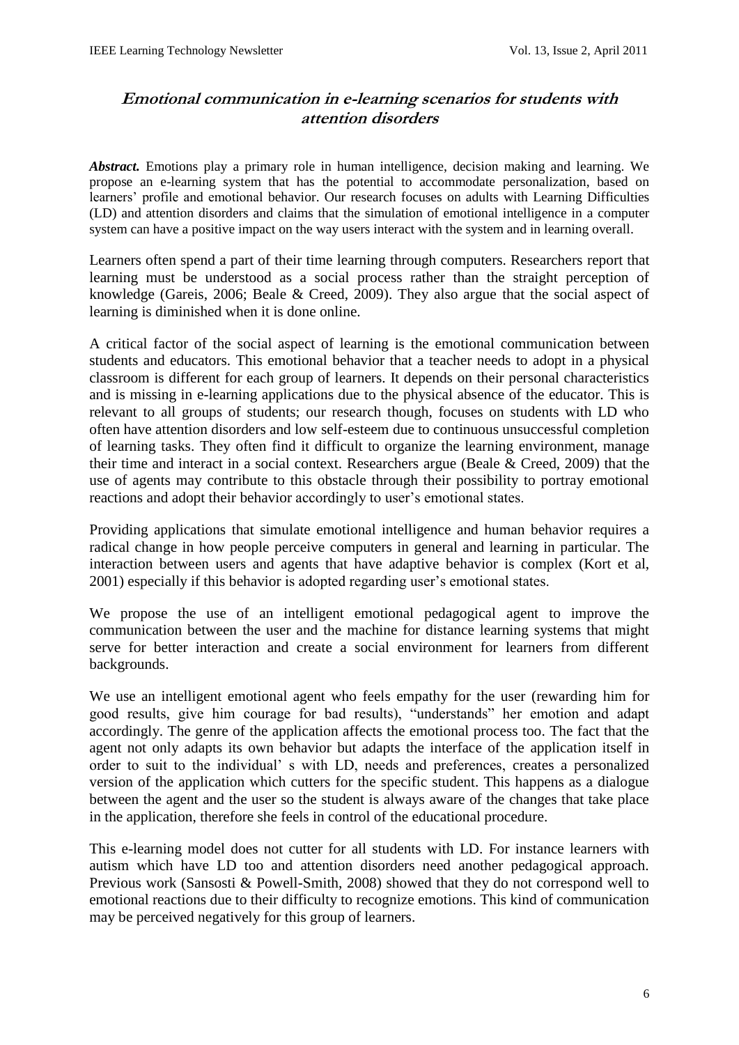## *Emotional communication in e-learning scenarios for students with attention disorders*

***Abstract.*** Emotions play a primary role in human intelligence, decision making and learning. We propose an e-learning system that has the potential to accommodate personalization, based on learners' profile and emotional behavior. Our research focuses on adults with Learning Difficulties (LD) and attention disorders and claims that the simulation of emotional intelligence in a computer system can have a positive impact on the way users interact with the system and in learning overall.

Learners often spend a part of their time learning through computers. Researchers report that learning must be understood as a social process rather than the straight perception of knowledge (Gareis, 2006; Beale & Creed, 2009). They also argue that the social aspect of learning is diminished when it is done online.

A critical factor of the social aspect of learning is the emotional communication between students and educators. This emotional behavior that a teacher needs to adopt in a physical classroom is different for each group of learners. It depends on their personal characteristics and is missing in e-learning applications due to the physical absence of the educator. This is relevant to all groups of students; our research though, focuses on students with LD who often have attention disorders and low self-esteem due to continuous unsuccessful completion of learning tasks. They often find it difficult to organize the learning environment, manage their time and interact in a social context. Researchers argue (Beale & Creed, 2009) that the use of agents may contribute to this obstacle through their possibility to portray emotional reactions and adopt their behavior accordingly to user's emotional states.

Providing applications that simulate emotional intelligence and human behavior requires a radical change in how people perceive computers in general and learning in particular. The interaction between users and agents that have adaptive behavior is complex (Kort et al, 2001) especially if this behavior is adopted regarding user's emotional states.

We propose the use of an intelligent emotional pedagogical agent to improve the communication between the user and the machine for distance learning systems that might serve for better interaction and create a social environment for learners from different backgrounds.

We use an intelligent emotional agent who feels empathy for the user (rewarding him for good results, give him courage for bad results), "understands" her emotion and adapt accordingly. The genre of the application affects the emotional process too. The fact that the agent not only adapts its own behavior but adapts the interface of the application itself in order to suit to the individual' s with LD, needs and preferences, creates a personalized version of the application which cutters for the specific student. This happens as a dialogue between the agent and the user so the student is always aware of the changes that take place in the application, therefore she feels in control of the educational procedure.

This e-learning model does not cutter for all students with LD. For instance learners with autism which have LD too and attention disorders need another pedagogical approach. Previous work (Sansosti & Powell-Smith, 2008) showed that they do not correspond well to emotional reactions due to their difficulty to recognize emotions. This kind of communication may be perceived negatively for this group of learners.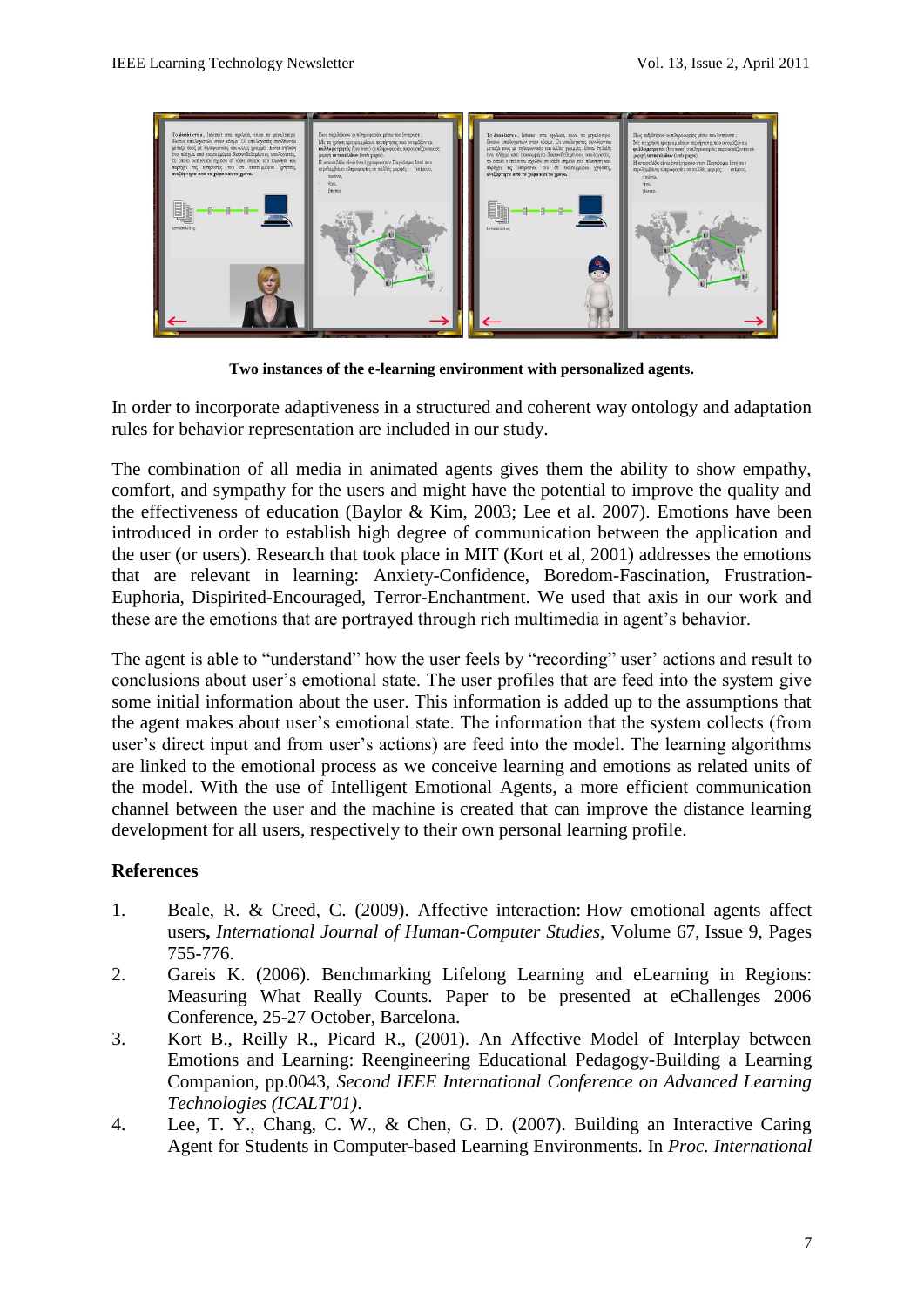**Two instances of the e-learning environment with personalized agents.**

In order to incorporate adaptiveness in a structured and coherent way ontology and adaptation rules for behavior representation are included in our study.

The combination of all media in animated agents gives them the ability to show empathy, comfort, and sympathy for the users and might have the potential to improve the quality and the effectiveness of education (Baylor & Kim, 2003; Lee et al. 2007). Emotions have been introduced in order to establish high degree of communication between the application and the user (or users). Research that took place in MIT (Kort et al, 2001) addresses the emotions that are relevant in learning: Anxiety-Confidence, Boredom-Fascination, Frustration-Euphoria, Dispirited-Encouraged, Terror-Enchantment. We used that axis in our work and these are the emotions that are portrayed through rich multimedia in agent's behavior.

The agent is able to "understand" how the user feels by "recording" user' actions and result to conclusions about user's emotional state. The user profiles that are feed into the system give some initial information about the user. This information is added up to the assumptions that the agent makes about user's emotional state. The information that the system collects (from user's direct input and from user's actions) are feed into the model. The learning algorithms are linked to the emotional process as we conceive learning and emotions as related units of the model. With the use of Intelligent Emotional Agents, a more efficient communication channel between the user and the machine is created that can improve the distance learning development for all users, respectively to their own personal learning profile.

## References

1. Beale, R. & Creed, C. (2009). Affective interaction: How emotional agents affect users**,** *International Journal of Human-Computer Studies*, Volume 67, Issue 9, Pages 755-776.
2. Gareis K. (2006). Benchmarking Lifelong Learning and eLearning in Regions: Measuring What Really Counts. Paper to be presented at eChallenges 2006 Conference, 25-27 October, Barcelona.
3. Kort B., Reilly R., Picard R., (2001). An Affective Model of Interplay between Emotions and Learning: Reengineering Educational Pedagogy-Building a Learning Companion, pp.0043, *Second IEEE International Conference on Advanced Learning Technologies (ICALT'01)*.
4. Lee, T. Y., Chang, C. W., & Chen, G. D. (2007). Building an Interactive Caring Agent for Students in Computer-based Learning Environments. In *Proc. International*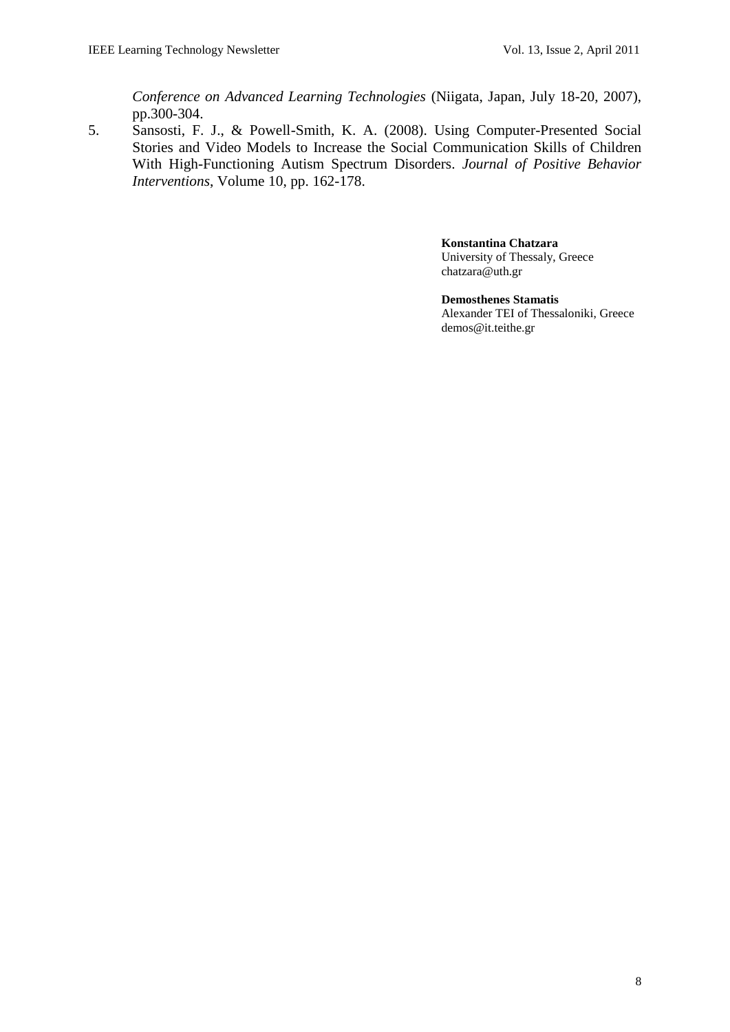*Conference on Advanced Learning Technologies* (Niigata, Japan, July 18-20, 2007), pp.300-304.

5. Sansosti, F. J., & Powell-Smith, K. A. (2008). Using Computer-Presented Social Stories and Video Models to Increase the Social Communication Skills of Children With High-Functioning Autism Spectrum Disorders. *Journal of Positive Behavior Interventions*, Volume 10, pp. 162-178.

**Konstantina Chatzara**
University of Thessaly, Greece
chatzara@uth.gr

**Demosthenes Stamatis**
Alexander TEI of Thessaloniki, Greece
demos@it.teithe.gr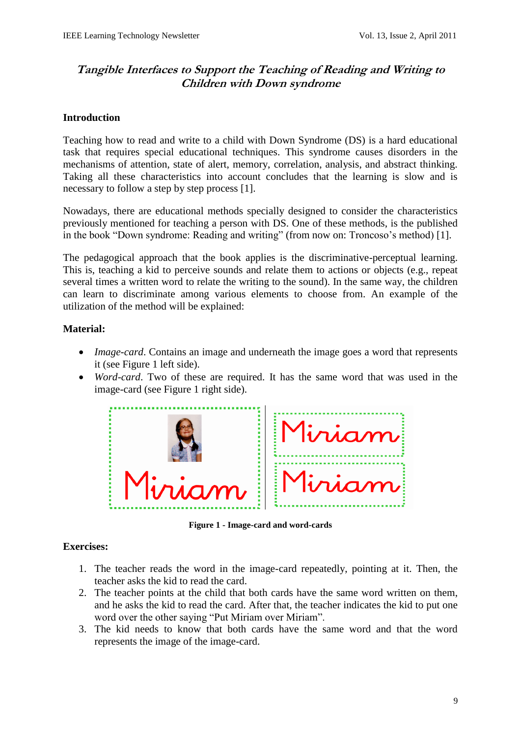## *Tangible Interfaces to Support the Teaching of Reading and Writing to Children with Down syndrome*

### Introduction

Teaching how to read and write to a child with Down Syndrome (DS) is a hard educational task that requires special educational techniques. This syndrome causes disorders in the mechanisms of attention, state of alert, memory, correlation, analysis, and abstract thinking. Taking all these characteristics into account concludes that the learning is slow and is necessary to follow a step by step process [1].

Nowadays, there are educational methods specially designed to consider the characteristics previously mentioned for teaching a person with DS. One of these methods, is the published in the book "Down syndrome: Reading and writing" (from now on: Troncoso's method) [1].

The pedagogical approach that the book applies is the discriminative-perceptual learning. This is, teaching a kid to perceive sounds and relate them to actions or objects (e.g., repeat several times a written word to relate the writing to the sound). In the same way, the children can learn to discriminate among various elements to choose from. An example of the utilization of the method will be explained:

### Material:

- *Image-card*. Contains an image and underneath the image goes a word that represents it (see Figure 1 left side).
- *Word-card*. Two of these are required. It has the same word that was used in the image-card (see Figure 1 right side).

**Figure 1 - Image-card and word-cards**

### Exercises:

1. The teacher reads the word in the image-card repeatedly, pointing at it. Then, the teacher asks the kid to read the card.
2. The teacher points at the child that both cards have the same word written on them, and he asks the kid to read the card. After that, the teacher indicates the kid to put one word over the other saying "Put Miriam over Miriam".
3. The kid needs to know that both cards have the same word and that the word represents the image of the image-card.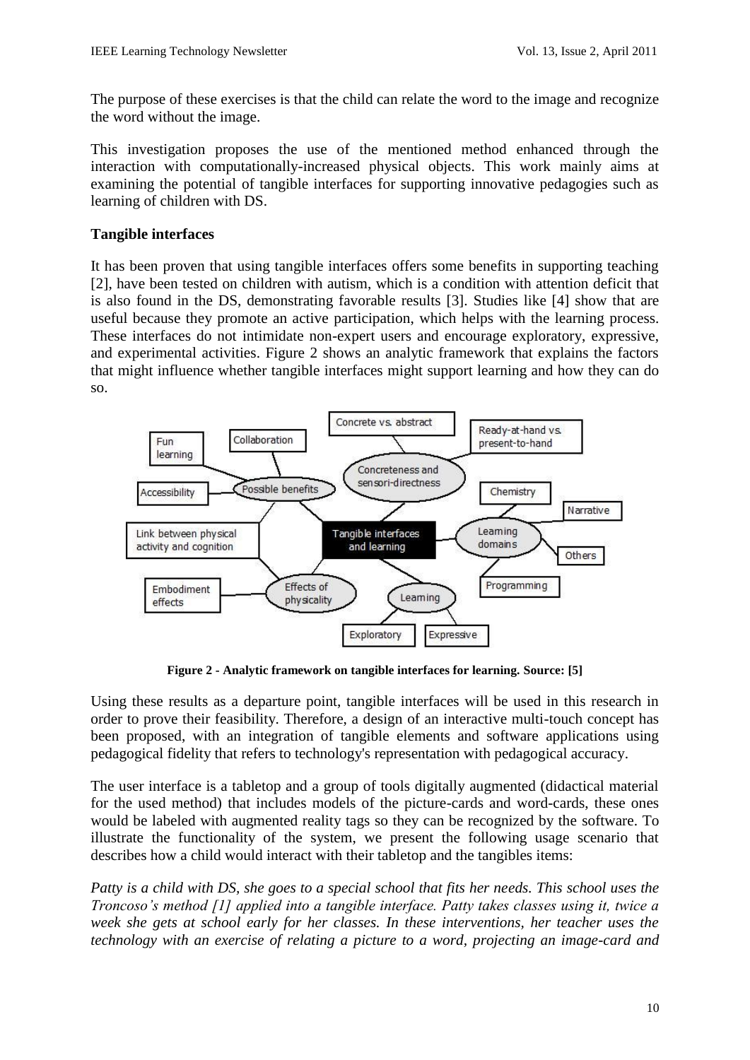The purpose of these exercises is that the child can relate the word to the image and recognize the word without the image.

This investigation proposes the use of the mentioned method enhanced through the interaction with computationally-increased physical objects. This work mainly aims at examining the potential of tangible interfaces for supporting innovative pedagogies such as learning of children with DS.

**Tangible interfaces**

It has been proven that using tangible interfaces offers some benefits in supporting teaching [2], have been tested on children with autism, which is a condition with attention deficit that is also found in the DS, demonstrating favorable results [3]. Studies like [4] show that are useful because they promote an active participation, which helps with the learning process. These interfaces do not intimidate non-expert users and encourage exploratory, expressive, and experimental activities. Figure 2 shows an analytic framework that explains the factors that might influence whether tangible interfaces might support learning and how they can do so.

**Figure 2 - Analytic framework on tangible interfaces for learning. Source: [5]**

Using these results as a departure point, tangible interfaces will be used in this research in order to prove their feasibility. Therefore, a design of an interactive multi-touch concept has been proposed, with an integration of tangible elements and software applications using pedagogical fidelity that refers to technology's representation with pedagogical accuracy.

The user interface is a tabletop and a group of tools digitally augmented (didactical material for the used method) that includes models of the picture-cards and word-cards, these ones would be labeled with augmented reality tags so they can be recognized by the software. To illustrate the functionality of the system, we present the following usage scenario that describes how a child would interact with their tabletop and the tangibles items:

*Patty is a child with DS, she goes to a special school that fits her needs. This school uses the Troncoso's method [1] applied into a tangible interface. Patty takes classes using it, twice a week she gets at school early for her classes. In these interventions, her teacher uses the technology with an exercise of relating a picture to a word, projecting an image-card and*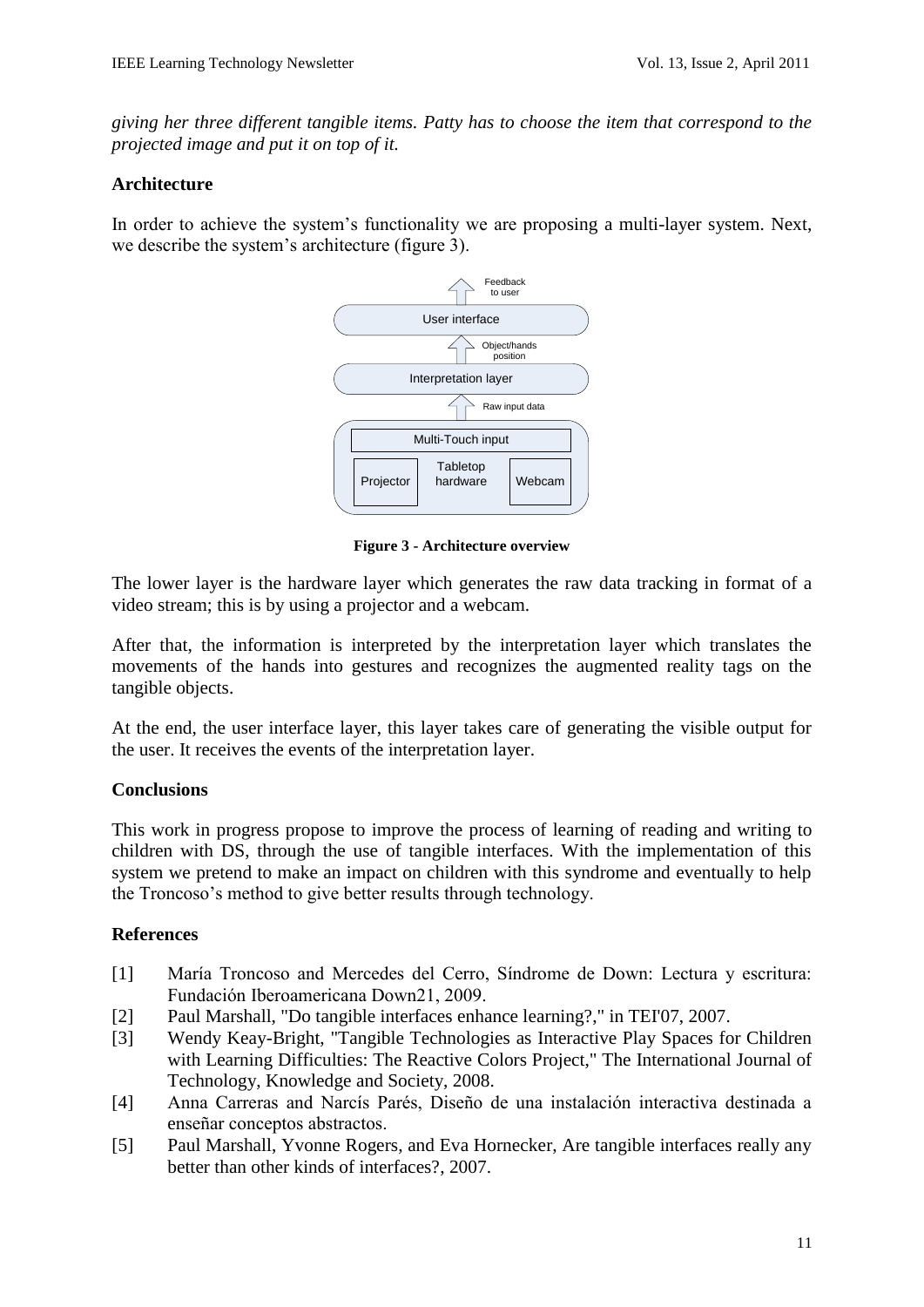*giving her three different tangible items. Patty has to choose the item that correspond to the projected image and put it on top of it.*

## Architecture

In order to achieve the system's functionality we are proposing a multi-layer system. Next, we describe the system's architecture (figure 3).

**Figure 3 - Architecture overview**

The lower layer is the hardware layer which generates the raw data tracking in format of a video stream; this is by using a projector and a webcam.

After that, the information is interpreted by the interpretation layer which translates the movements of the hands into gestures and recognizes the augmented reality tags on the tangible objects.

At the end, the user interface layer, this layer takes care of generating the visible output for the user. It receives the events of the interpretation layer.

## Conclusions

This work in progress propose to improve the process of learning of reading and writing to children with DS, through the use of tangible interfaces. With the implementation of this system we pretend to make an impact on children with this syndrome and eventually to help the Troncoso's method to give better results through technology.

## References

[1] María Troncoso and Mercedes del Cerro, Síndrome de Down: Lectura y escritura: Fundación Iberoamericana Down21, 2009.

[2] Paul Marshall, "Do tangible interfaces enhance learning?," in TEI'07, 2007.

[3] Wendy Keay-Bright, "Tangible Technologies as Interactive Play Spaces for Children with Learning Difficulties: The Reactive Colors Project," The International Journal of Technology, Knowledge and Society, 2008.

[4] Anna Carreras and Narcís Parés, Diseño de una instalación interactiva destinada a enseñar conceptos abstractos.

[5] Paul Marshall, Yvonne Rogers, and Eva Hornecker, Are tangible interfaces really any better than other kinds of interfaces?, 2007.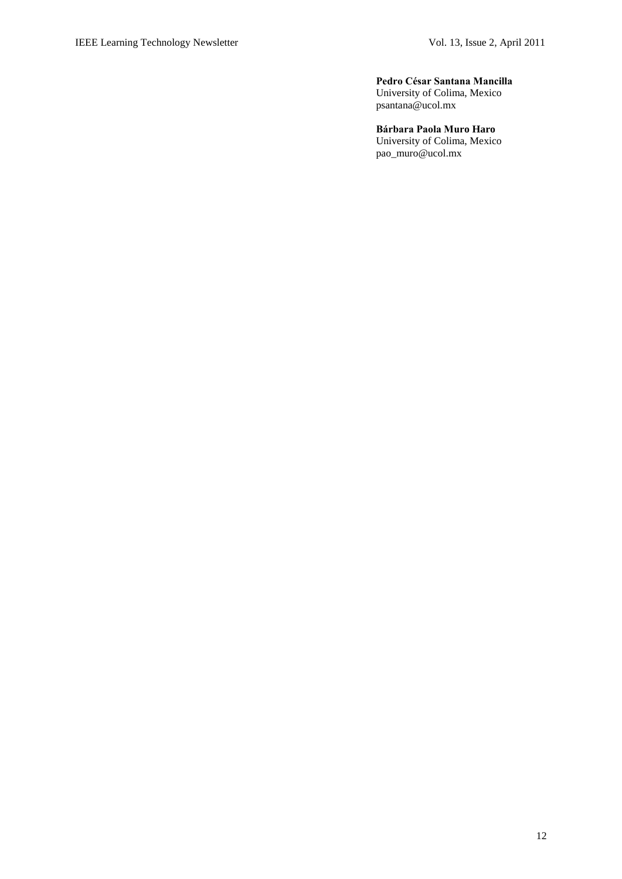**Pedro César Santana Mancilla**
University of Colima, Mexico
psantana@ucol.mx

**Bárbara Paola Muro Haro**
University of Colima, Mexico
pao_muro@ucol.mx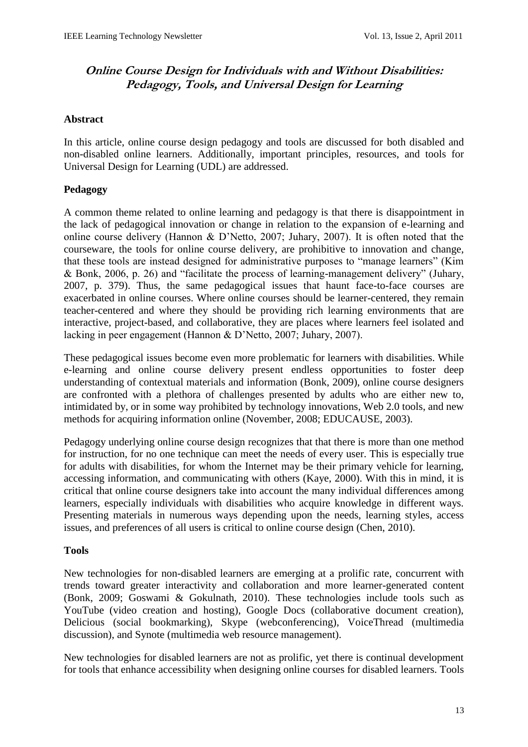## *Online Course Design for Individuals with and Without Disabilities: Pedagogy, Tools, and Universal Design for Learning*

### Abstract

In this article, online course design pedagogy and tools are discussed for both disabled and non-disabled online learners. Additionally, important principles, resources, and tools for Universal Design for Learning (UDL) are addressed.

### Pedagogy

A common theme related to online learning and pedagogy is that there is disappointment in the lack of pedagogical innovation or change in relation to the expansion of e-learning and online course delivery (Hannon & D'Netto, 2007; Juhary, 2007). It is often noted that the courseware, the tools for online course delivery, are prohibitive to innovation and change, that these tools are instead designed for administrative purposes to "manage learners" (Kim & Bonk, 2006, p. 26) and "facilitate the process of learning-management delivery" (Juhary, 2007, p. 379). Thus, the same pedagogical issues that haunt face-to-face courses are exacerbated in online courses. Where online courses should be learner-centered, they remain teacher-centered and where they should be providing rich learning environments that are interactive, project-based, and collaborative, they are places where learners feel isolated and lacking in peer engagement (Hannon & D'Netto, 2007; Juhary, 2007).

These pedagogical issues become even more problematic for learners with disabilities. While e-learning and online course delivery present endless opportunities to foster deep understanding of contextual materials and information (Bonk, 2009), online course designers are confronted with a plethora of challenges presented by adults who are either new to, intimidated by, or in some way prohibited by technology innovations, Web 2.0 tools, and new methods for acquiring information online (November, 2008; EDUCAUSE, 2003).

Pedagogy underlying online course design recognizes that that there is more than one method for instruction, for no one technique can meet the needs of every user. This is especially true for adults with disabilities, for whom the Internet may be their primary vehicle for learning, accessing information, and communicating with others (Kaye, 2000). With this in mind, it is critical that online course designers take into account the many individual differences among learners, especially individuals with disabilities who acquire knowledge in different ways. Presenting materials in numerous ways depending upon the needs, learning styles, access issues, and preferences of all users is critical to online course design (Chen, 2010).

### Tools

New technologies for non-disabled learners are emerging at a prolific rate, concurrent with trends toward greater interactivity and collaboration and more learner-generated content (Bonk, 2009; Goswami & Gokulnath, 2010). These technologies include tools such as YouTube (video creation and hosting), Google Docs (collaborative document creation), Delicious (social bookmarking), Skype (webconferencing), VoiceThread (multimedia discussion), and Synote (multimedia web resource management).

New technologies for disabled learners are not as prolific, yet there is continual development for tools that enhance accessibility when designing online courses for disabled learners. Tools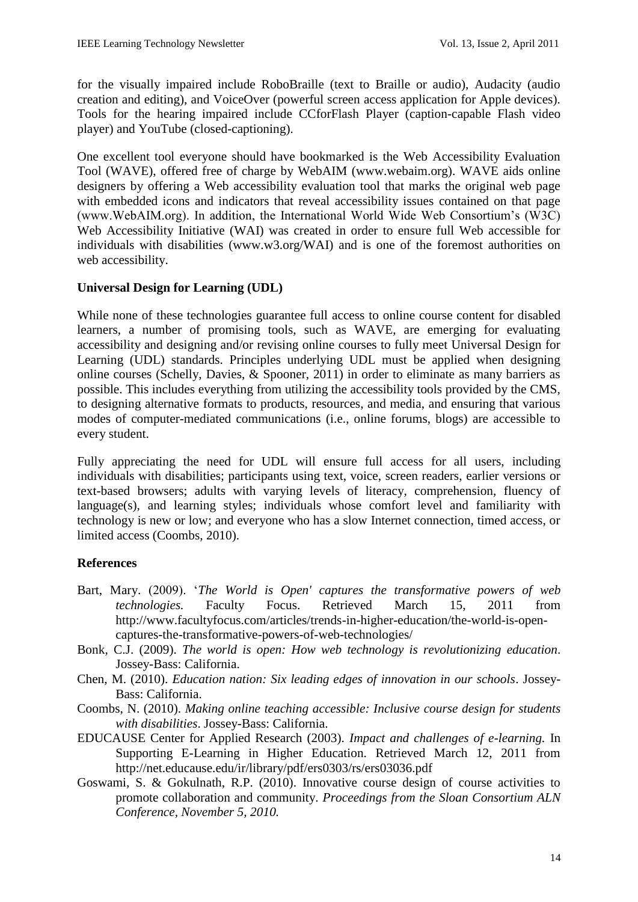for the visually impaired include RoboBraille (text to Braille or audio), Audacity (audio creation and editing), and VoiceOver (powerful screen access application for Apple devices). Tools for the hearing impaired include CCforFlash Player (caption-capable Flash video player) and YouTube (closed-captioning).

One excellent tool everyone should have bookmarked is the Web Accessibility Evaluation Tool (WAVE), offered free of charge by WebAIM (www.webaim.org). WAVE aids online designers by offering a Web accessibility evaluation tool that marks the original web page with embedded icons and indicators that reveal accessibility issues contained on that page (www.WebAIM.org). In addition, the International World Wide Web Consortium's (W3C) Web Accessibility Initiative (WAI) was created in order to ensure full Web accessible for individuals with disabilities (www.w3.org/WAI) and is one of the foremost authorities on web accessibility.

### Universal Design for Learning (UDL)

While none of these technologies guarantee full access to online course content for disabled learners, a number of promising tools, such as WAVE, are emerging for evaluating accessibility and designing and/or revising online courses to fully meet Universal Design for Learning (UDL) standards. Principles underlying UDL must be applied when designing online courses (Schelly, Davies, & Spooner, 2011) in order to eliminate as many barriers as possible. This includes everything from utilizing the accessibility tools provided by the CMS, to designing alternative formats to products, resources, and media, and ensuring that various modes of computer-mediated communications (i.e., online forums, blogs) are accessible to every student.

Fully appreciating the need for UDL will ensure full access for all users, including individuals with disabilities; participants using text, voice, screen readers, earlier versions or text-based browsers; adults with varying levels of literacy, comprehension, fluency of language(s), and learning styles; individuals whose comfort level and familiarity with technology is new or low; and everyone who has a slow Internet connection, timed access, or limited access (Coombs, 2010).

### References

Bart, Mary. (2009). '*The World is Open' captures the transformative powers of web technologies.* Faculty Focus. Retrieved March 15, 2011 from http://www.facultyfocus.com/articles/trends-in-higher-education/the-world-is-open-captures-the-transformative-powers-of-web-technologies/

Bonk, C.J. (2009). *The world is open: How web technology is revolutionizing education*. Jossey-Bass: California.

Chen, M. (2010). *Education nation: Six leading edges of innovation in our schools*. Jossey-Bass: California.

Coombs, N. (2010). *Making online teaching accessible: Inclusive course design for students with disabilities*. Jossey-Bass: California.

EDUCAUSE Center for Applied Research (2003). *Impact and challenges of e-learning.* In Supporting E-Learning in Higher Education. Retrieved March 12, 2011 from http://net.educause.edu/ir/library/pdf/ers0303/rs/ers03036.pdf

Goswami, S. & Gokulnath, R.P. (2010). Innovative course design of course activities to promote collaboration and community. *Proceedings from the Sloan Consortium ALN Conference, November 5, 2010.*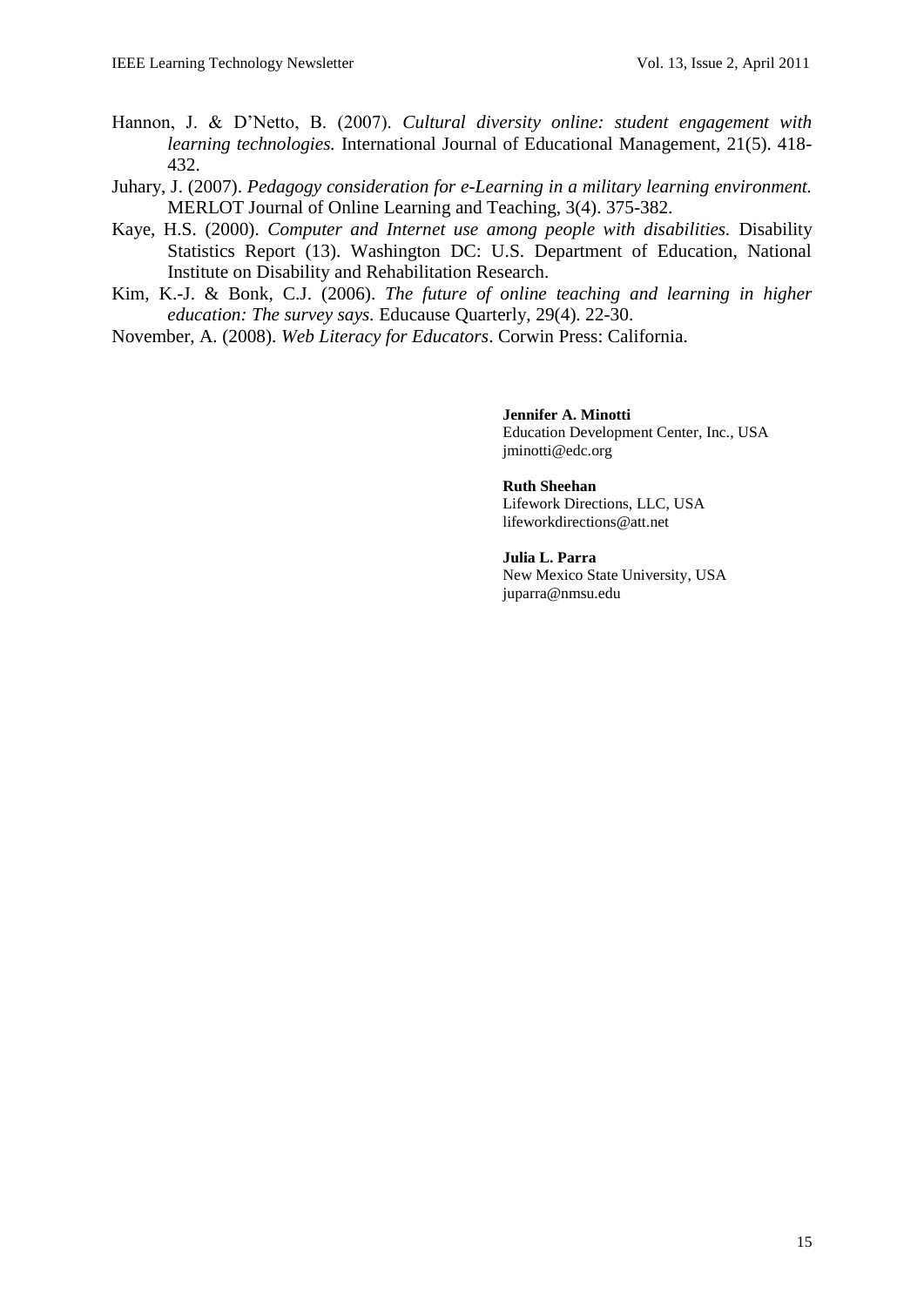Hannon, J. & D'Netto, B. (2007). *Cultural diversity online: student engagement with learning technologies.* International Journal of Educational Management, 21(5). 418-432.

Juhary, J. (2007). *Pedagogy consideration for e-Learning in a military learning environment.* MERLOT Journal of Online Learning and Teaching, 3(4). 375-382.

Kaye, H.S. (2000). *Computer and Internet use among people with disabilities.* Disability Statistics Report (13). Washington DC: U.S. Department of Education, National Institute on Disability and Rehabilitation Research.

Kim, K.-J. & Bonk, C.J. (2006). *The future of online teaching and learning in higher education: The survey says.* Educause Quarterly, 29(4). 22-30.

November, A. (2008). *Web Literacy for Educators*. Corwin Press: California.

**Jennifer A. Minotti**
Education Development Center, Inc., USA
jminotti@edc.org

**Ruth Sheehan**
Lifework Directions, LLC, USA
lifeworkdirections@att.net

**Julia L. Parra**
New Mexico State University, USA
juparra@nmsu.edu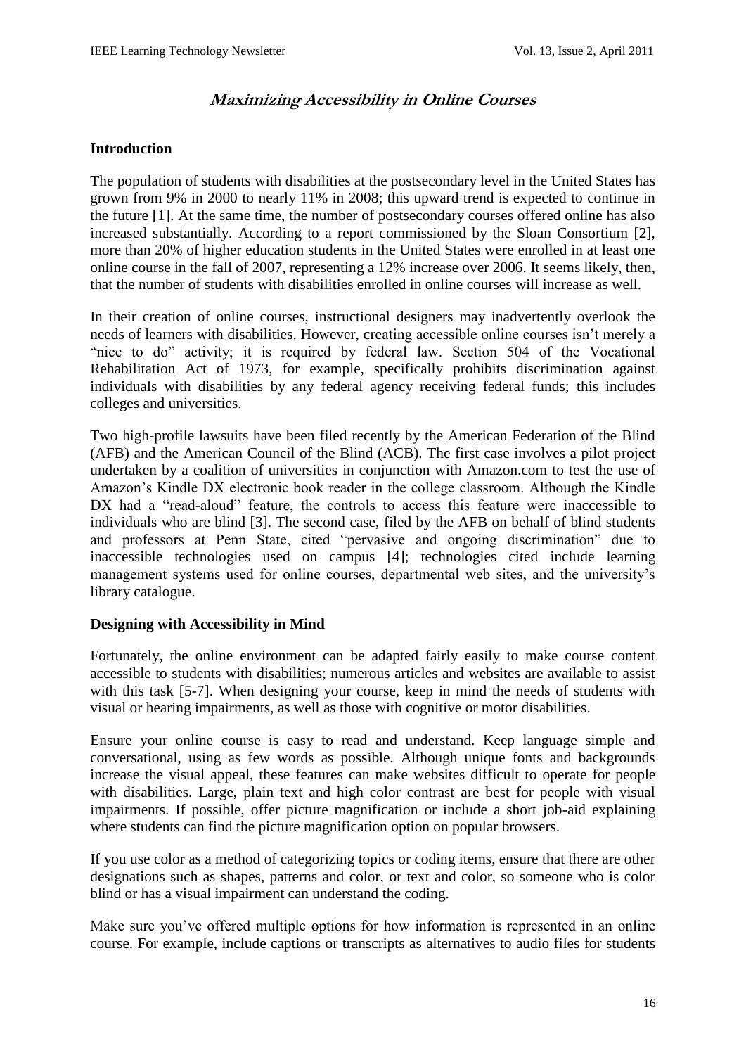# *Maximizing Accessibility in Online Courses*

## Introduction

The population of students with disabilities at the postsecondary level in the United States has grown from 9% in 2000 to nearly 11% in 2008; this upward trend is expected to continue in the future [1]. At the same time, the number of postsecondary courses offered online has also increased substantially. According to a report commissioned by the Sloan Consortium [2], more than 20% of higher education students in the United States were enrolled in at least one online course in the fall of 2007, representing a 12% increase over 2006. It seems likely, then, that the number of students with disabilities enrolled in online courses will increase as well.

In their creation of online courses, instructional designers may inadvertently overlook the needs of learners with disabilities. However, creating accessible online courses isn't merely a "nice to do" activity; it is required by federal law. Section 504 of the Vocational Rehabilitation Act of 1973, for example, specifically prohibits discrimination against individuals with disabilities by any federal agency receiving federal funds; this includes colleges and universities.

Two high-profile lawsuits have been filed recently by the American Federation of the Blind (AFB) and the American Council of the Blind (ACB). The first case involves a pilot project undertaken by a coalition of universities in conjunction with Amazon.com to test the use of Amazon's Kindle DX electronic book reader in the college classroom. Although the Kindle DX had a "read-aloud" feature, the controls to access this feature were inaccessible to individuals who are blind [3]. The second case, filed by the AFB on behalf of blind students and professors at Penn State, cited "pervasive and ongoing discrimination" due to inaccessible technologies used on campus [4]; technologies cited include learning management systems used for online courses, departmental web sites, and the university's library catalogue.

## Designing with Accessibility in Mind

Fortunately, the online environment can be adapted fairly easily to make course content accessible to students with disabilities; numerous articles and websites are available to assist with this task [5-7]. When designing your course, keep in mind the needs of students with visual or hearing impairments, as well as those with cognitive or motor disabilities.

Ensure your online course is easy to read and understand. Keep language simple and conversational, using as few words as possible. Although unique fonts and backgrounds increase the visual appeal, these features can make websites difficult to operate for people with disabilities. Large, plain text and high color contrast are best for people with visual impairments. If possible, offer picture magnification or include a short job-aid explaining where students can find the picture magnification option on popular browsers.

If you use color as a method of categorizing topics or coding items, ensure that there are other designations such as shapes, patterns and color, or text and color, so someone who is color blind or has a visual impairment can understand the coding.

Make sure you've offered multiple options for how information is represented in an online course. For example, include captions or transcripts as alternatives to audio files for students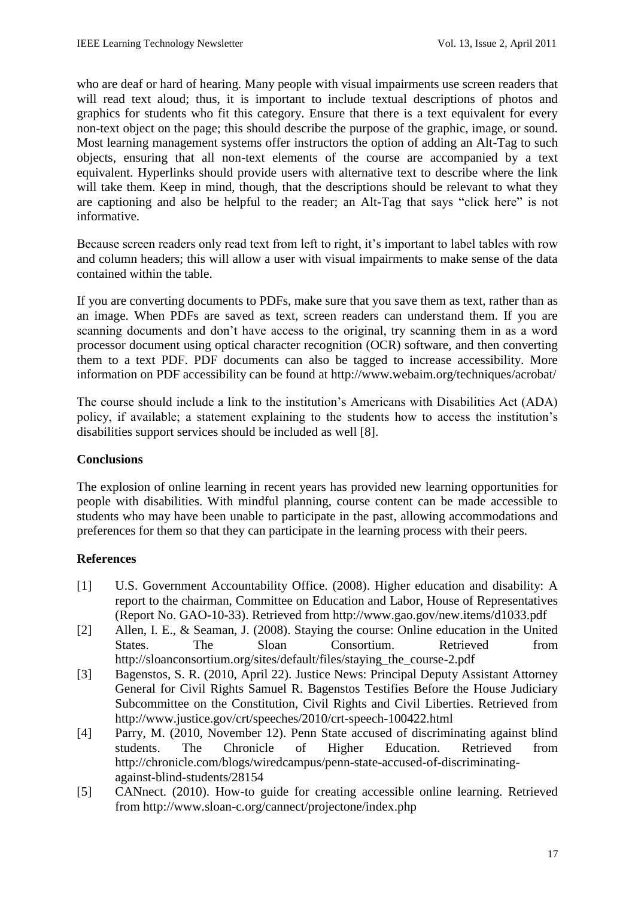who are deaf or hard of hearing. Many people with visual impairments use screen readers that will read text aloud; thus, it is important to include textual descriptions of photos and graphics for students who fit this category. Ensure that there is a text equivalent for every non-text object on the page; this should describe the purpose of the graphic, image, or sound. Most learning management systems offer instructors the option of adding an Alt-Tag to such objects, ensuring that all non-text elements of the course are accompanied by a text equivalent. Hyperlinks should provide users with alternative text to describe where the link will take them. Keep in mind, though, that the descriptions should be relevant to what they are captioning and also be helpful to the reader; an Alt-Tag that says "click here" is not informative.

Because screen readers only read text from left to right, it's important to label tables with row and column headers; this will allow a user with visual impairments to make sense of the data contained within the table.

If you are converting documents to PDFs, make sure that you save them as text, rather than as an image. When PDFs are saved as text, screen readers can understand them. If you are scanning documents and don't have access to the original, try scanning them in as a word processor document using optical character recognition (OCR) software, and then converting them to a text PDF. PDF documents can also be tagged to increase accessibility. More information on PDF accessibility can be found at http://www.webaim.org/techniques/acrobat/

The course should include a link to the institution's Americans with Disabilities Act (ADA) policy, if available; a statement explaining to the students how to access the institution's disabilities support services should be included as well [8].

**Conclusions**

The explosion of online learning in recent years has provided new learning opportunities for people with disabilities. With mindful planning, course content can be made accessible to students who may have been unable to participate in the past, allowing accommodations and preferences for them so that they can participate in the learning process with their peers.

**References**

[1] U.S. Government Accountability Office. (2008). Higher education and disability: A report to the chairman, Committee on Education and Labor, House of Representatives (Report No. GAO-10-33). Retrieved from http://www.gao.gov/new.items/d1033.pdf

[2] Allen, I. E., & Seaman, J. (2008). Staying the course: Online education in the United States. The Sloan Consortium. Retrieved from http://sloanconsortium.org/sites/default/files/staying_the_course-2.pdf

[3] Bagenstos, S. R. (2010, April 22). Justice News: Principal Deputy Assistant Attorney General for Civil Rights Samuel R. Bagenstos Testifies Before the House Judiciary Subcommittee on the Constitution, Civil Rights and Civil Liberties. Retrieved from http://www.justice.gov/crt/speeches/2010/crt-speech-100422.html

[4] Parry, M. (2010, November 12). Penn State accused of discriminating against blind students. The Chronicle of Higher Education. Retrieved from http://chronicle.com/blogs/wiredcampus/penn-state-accused-of-discriminating-against-blind-students/28154

[5] CANnect. (2010). How-to guide for creating accessible online learning. Retrieved from http://www.sloan-c.org/cannect/projectone/index.php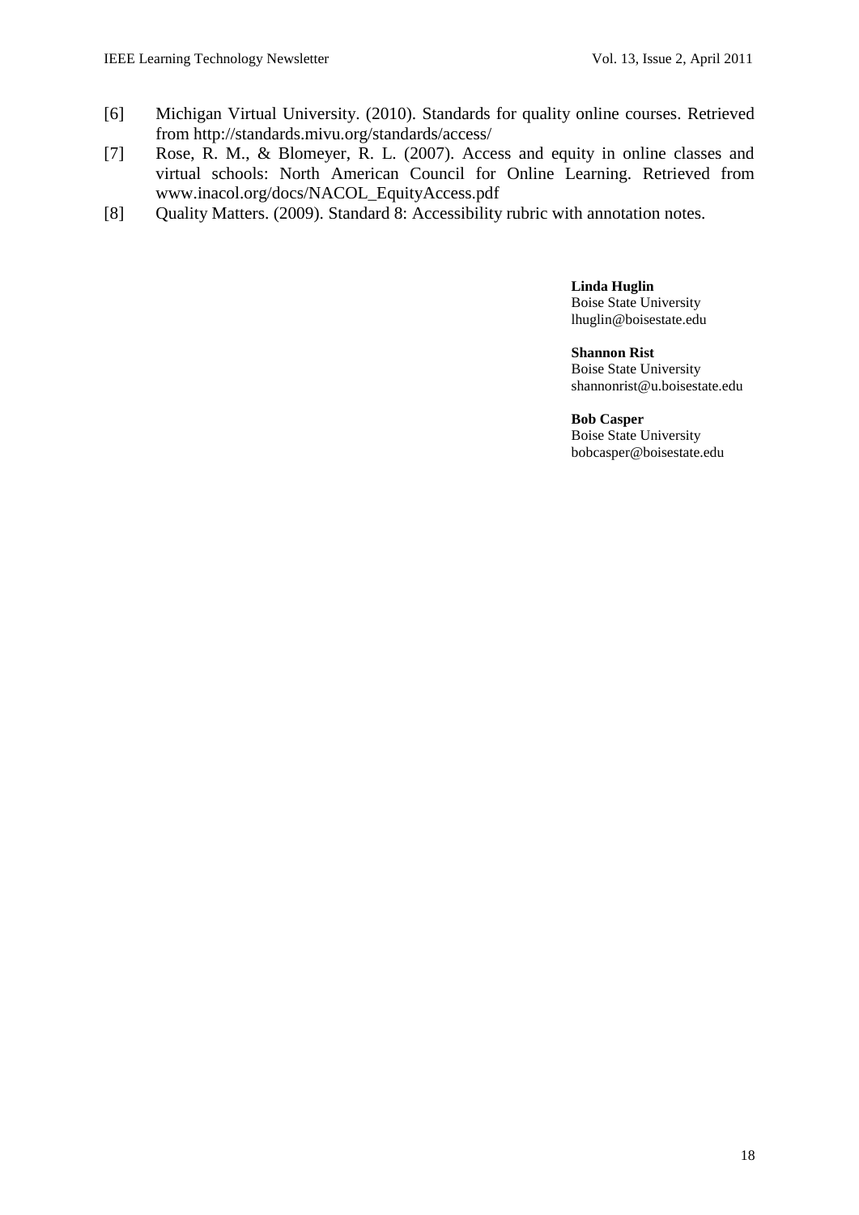[6] Michigan Virtual University. (2010). Standards for quality online courses. Retrieved from http://standards.mivu.org/standards/access/

[7] Rose, R. M., & Blomeyer, R. L. (2007). Access and equity in online classes and virtual schools: North American Council for Online Learning. Retrieved from www.inacol.org/docs/NACOL_EquityAccess.pdf

[8] Quality Matters. (2009). Standard 8: Accessibility rubric with annotation notes.

**Linda Huglin**
Boise State University
lhuglin@boisestate.edu

**Shannon Rist**
Boise State University
shannonrist@u.boisestate.edu

**Bob Casper**
Boise State University
bobcasper@boisestate.edu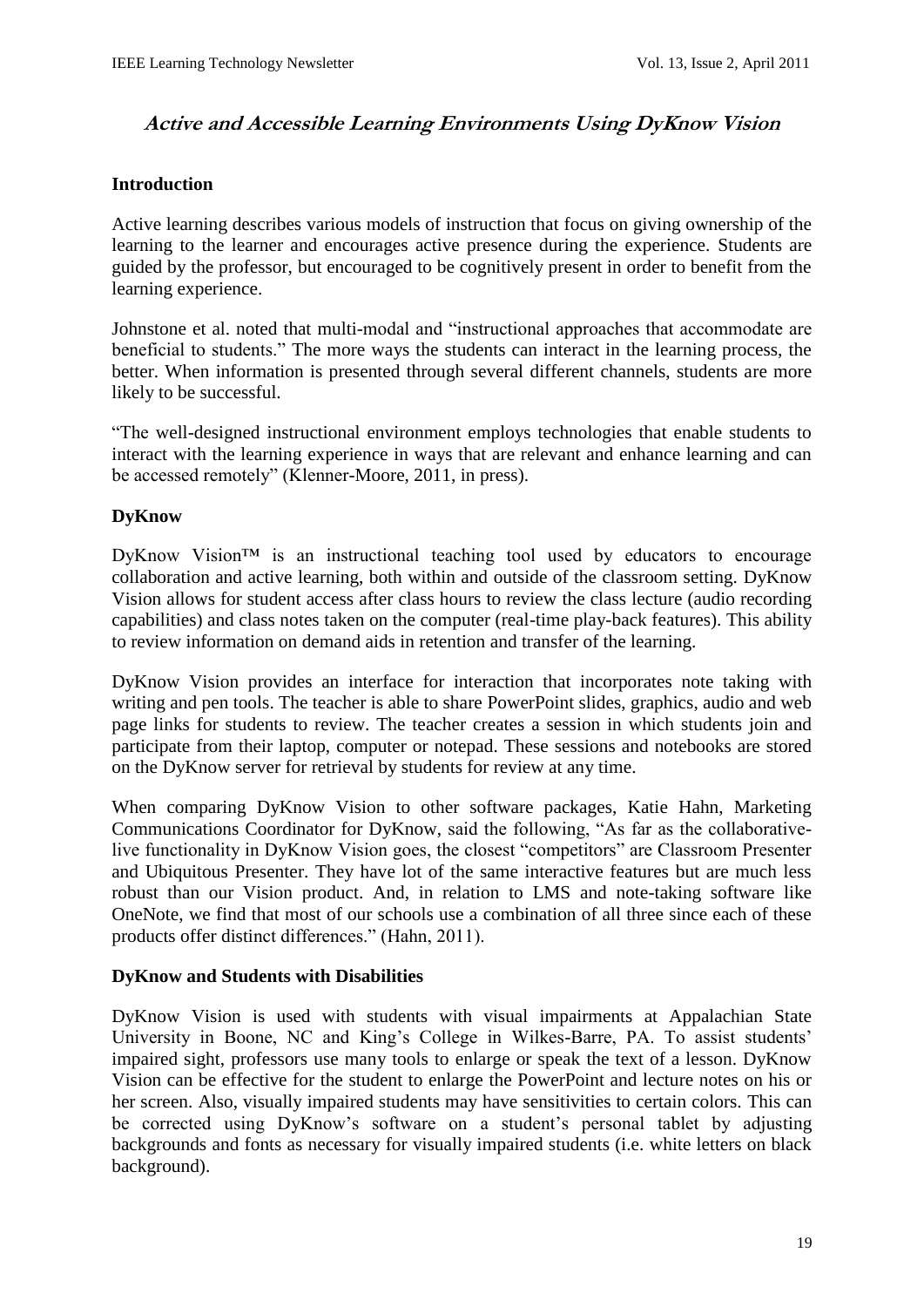# *Active and Accessible Learning Environments Using DyKnow Vision*

## Introduction

Active learning describes various models of instruction that focus on giving ownership of the learning to the learner and encourages active presence during the experience. Students are guided by the professor, but encouraged to be cognitively present in order to benefit from the learning experience.

Johnstone et al. noted that multi-modal and "instructional approaches that accommodate are beneficial to students." The more ways the students can interact in the learning process, the better. When information is presented through several different channels, students are more likely to be successful.

"The well-designed instructional environment employs technologies that enable students to interact with the learning experience in ways that are relevant and enhance learning and can be accessed remotely" (Klenner-Moore, 2011, in press).

## DyKnow

DyKnow Vision™ is an instructional teaching tool used by educators to encourage collaboration and active learning, both within and outside of the classroom setting. DyKnow Vision allows for student access after class hours to review the class lecture (audio recording capabilities) and class notes taken on the computer (real-time play-back features). This ability to review information on demand aids in retention and transfer of the learning.

DyKnow Vision provides an interface for interaction that incorporates note taking with writing and pen tools. The teacher is able to share PowerPoint slides, graphics, audio and web page links for students to review. The teacher creates a session in which students join and participate from their laptop, computer or notepad. These sessions and notebooks are stored on the DyKnow server for retrieval by students for review at any time.

When comparing DyKnow Vision to other software packages, Katie Hahn, Marketing Communications Coordinator for DyKnow, said the following, "As far as the collaborative-live functionality in DyKnow Vision goes, the closest "competitors" are Classroom Presenter and Ubiquitous Presenter. They have lot of the same interactive features but are much less robust than our Vision product. And, in relation to LMS and note-taking software like OneNote, we find that most of our schools use a combination of all three since each of these products offer distinct differences." (Hahn, 2011).

## DyKnow and Students with Disabilities

DyKnow Vision is used with students with visual impairments at Appalachian State University in Boone, NC and King's College in Wilkes-Barre, PA. To assist students' impaired sight, professors use many tools to enlarge or speak the text of a lesson. DyKnow Vision can be effective for the student to enlarge the PowerPoint and lecture notes on his or her screen. Also, visually impaired students may have sensitivities to certain colors. This can be corrected using DyKnow's software on a student's personal tablet by adjusting backgrounds and fonts as necessary for visually impaired students (i.e. white letters on black background).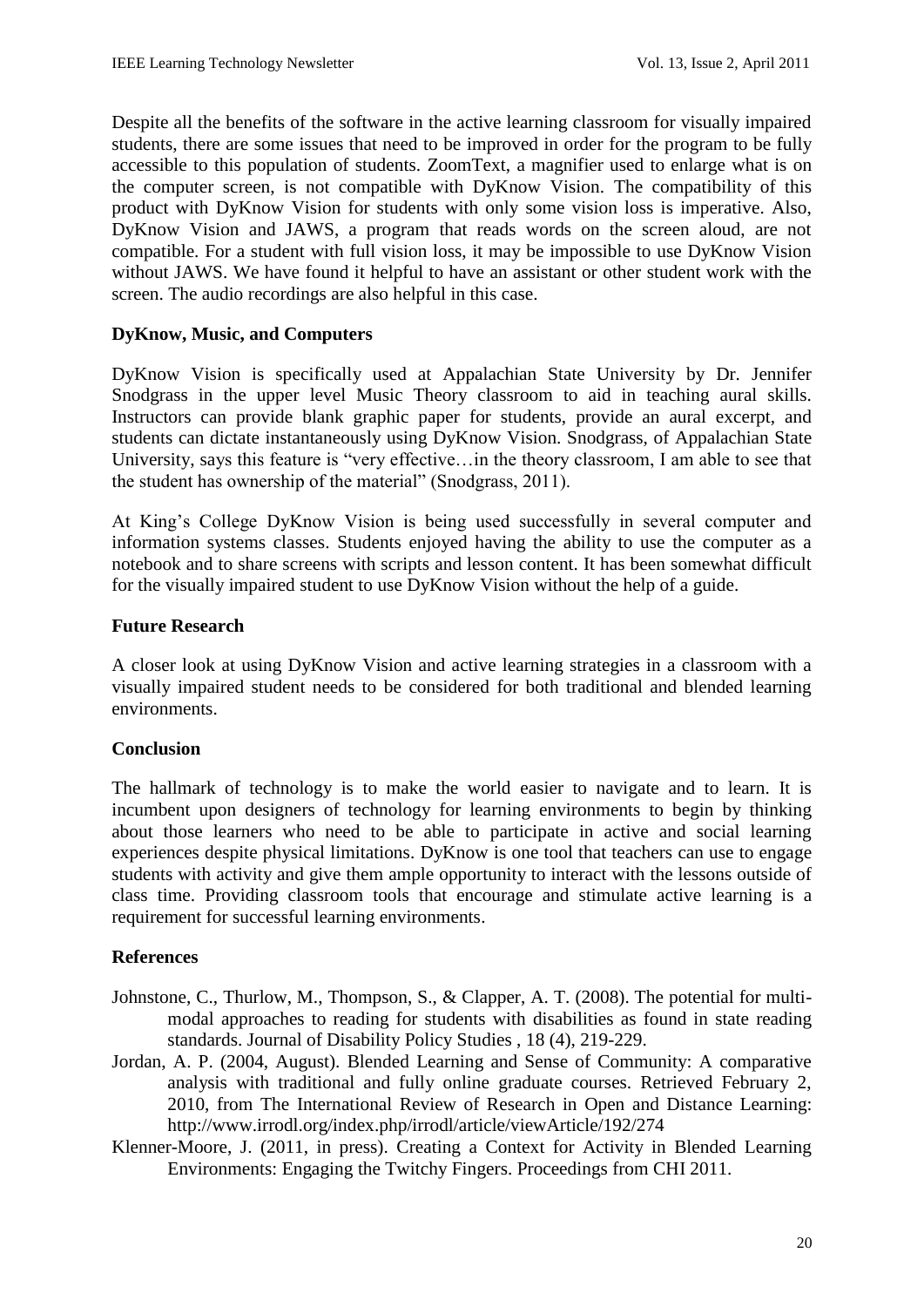Despite all the benefits of the software in the active learning classroom for visually impaired students, there are some issues that need to be improved in order for the program to be fully accessible to this population of students. ZoomText, a magnifier used to enlarge what is on the computer screen, is not compatible with DyKnow Vision. The compatibility of this product with DyKnow Vision for students with only some vision loss is imperative. Also, DyKnow Vision and JAWS, a program that reads words on the screen aloud, are not compatible. For a student with full vision loss, it may be impossible to use DyKnow Vision without JAWS. We have found it helpful to have an assistant or other student work with the screen. The audio recordings are also helpful in this case.

### DyKnow, Music, and Computers

DyKnow Vision is specifically used at Appalachian State University by Dr. Jennifer Snodgrass in the upper level Music Theory classroom to aid in teaching aural skills. Instructors can provide blank graphic paper for students, provide an aural excerpt, and students can dictate instantaneously using DyKnow Vision. Snodgrass, of Appalachian State University, says this feature is "very effective…in the theory classroom, I am able to see that the student has ownership of the material" (Snodgrass, 2011).

At King's College DyKnow Vision is being used successfully in several computer and information systems classes. Students enjoyed having the ability to use the computer as a notebook and to share screens with scripts and lesson content. It has been somewhat difficult for the visually impaired student to use DyKnow Vision without the help of a guide.

### Future Research

A closer look at using DyKnow Vision and active learning strategies in a classroom with a visually impaired student needs to be considered for both traditional and blended learning environments.

### Conclusion

The hallmark of technology is to make the world easier to navigate and to learn. It is incumbent upon designers of technology for learning environments to begin by thinking about those learners who need to be able to participate in active and social learning experiences despite physical limitations. DyKnow is one tool that teachers can use to engage students with activity and give them ample opportunity to interact with the lessons outside of class time. Providing classroom tools that encourage and stimulate active learning is a requirement for successful learning environments.

### References

Johnstone, C., Thurlow, M., Thompson, S., & Clapper, A. T. (2008). The potential for multi-modal approaches to reading for students with disabilities as found in state reading standards. Journal of Disability Policy Studies , 18 (4), 219-229.

Jordan, A. P. (2004, August). Blended Learning and Sense of Community: A comparative analysis with traditional and fully online graduate courses. Retrieved February 2, 2010, from The International Review of Research in Open and Distance Learning: http://www.irrodl.org/index.php/irrodl/article/viewArticle/192/274

Klenner-Moore, J. (2011, in press). Creating a Context for Activity in Blended Learning Environments: Engaging the Twitchy Fingers. Proceedings from CHI 2011.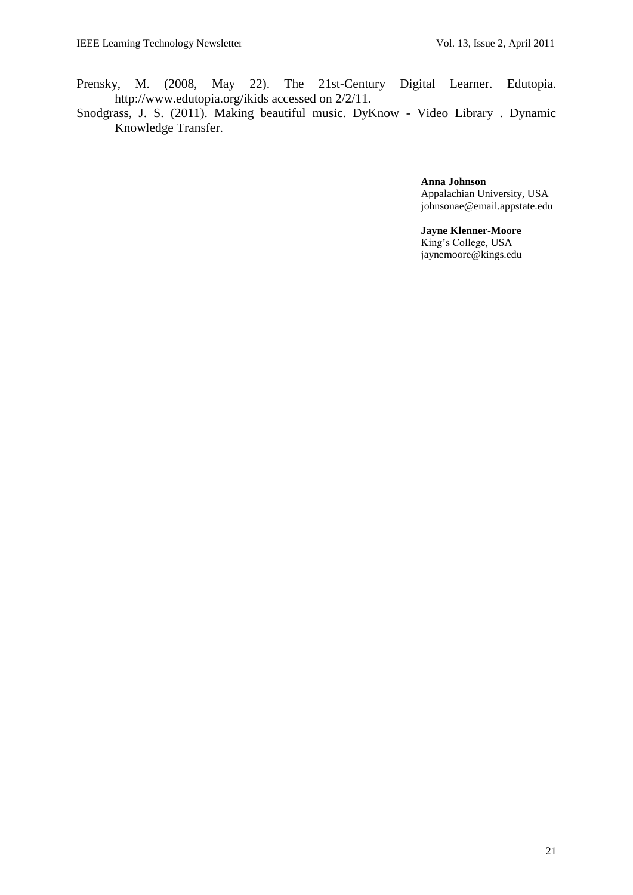Prensky, M. (2008, May 22). The 21st-Century Digital Learner. Edutopia. http://www.edutopia.org/ikids accessed on 2/2/11.

Snodgrass, J. S. (2011). Making beautiful music. DyKnow - Video Library . Dynamic Knowledge Transfer.

**Anna Johnson**
Appalachian University, USA
johnsonae@email.appstate.edu

**Jayne Klenner-Moore**
King's College, USA
jaynemoore@kings.edu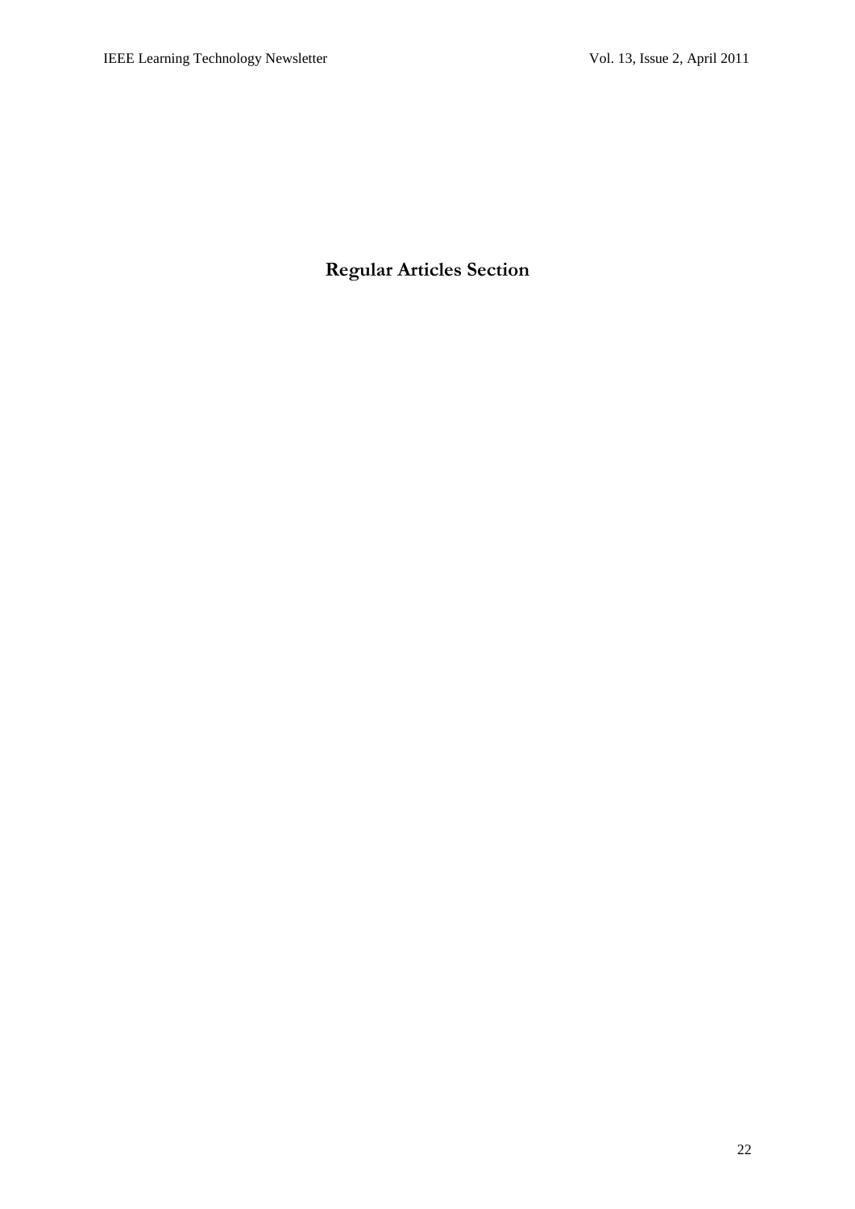# Regular Articles Section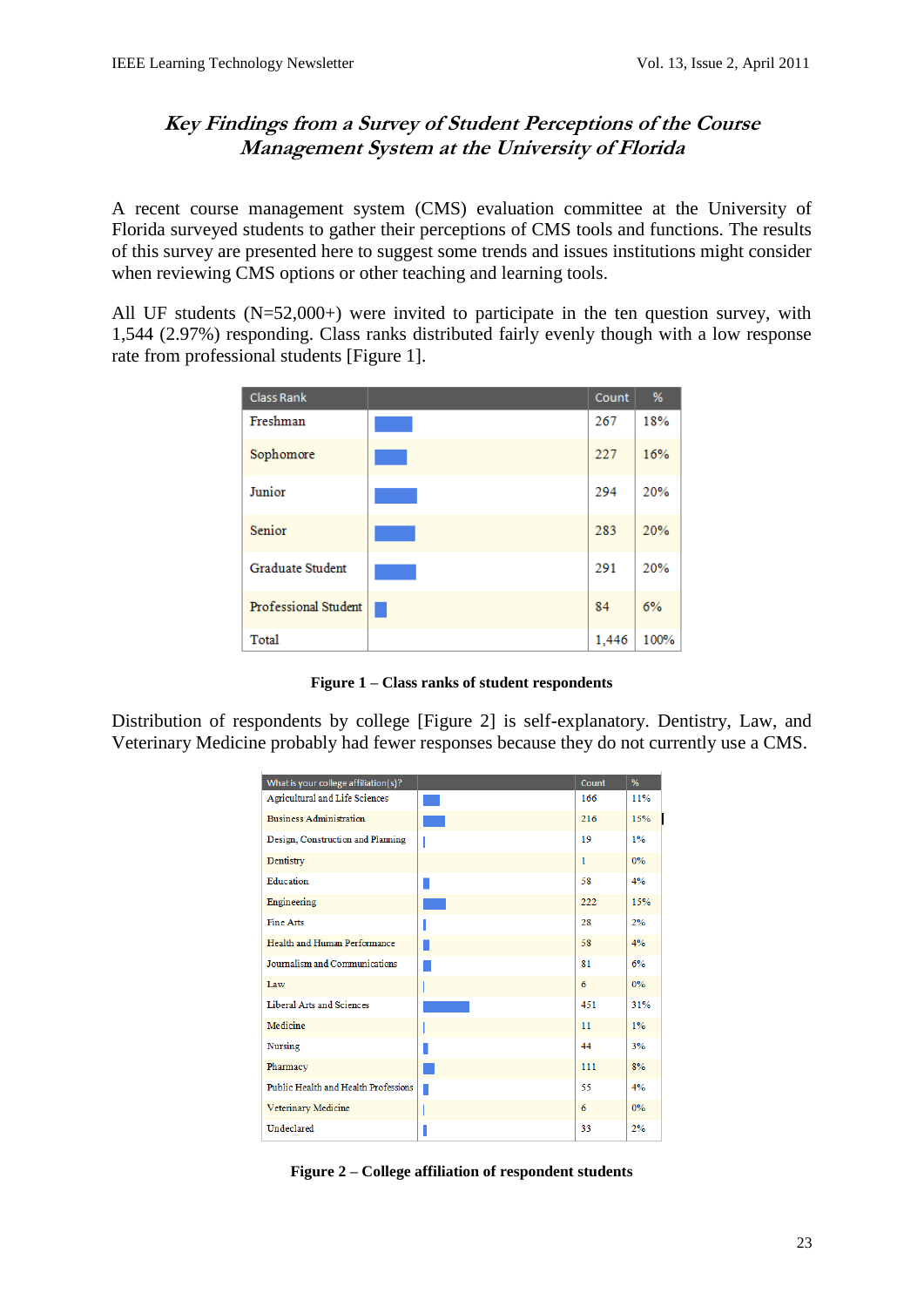## *Key Findings from a Survey of Student Perceptions of the Course Management System at the University of Florida*

A recent course management system (CMS) evaluation committee at the University of Florida surveyed students to gather their perceptions of CMS tools and functions. The results of this survey are presented here to suggest some trends and issues institutions might consider when reviewing CMS options or other teaching and learning tools.

All UF students (N=52,000+) were invited to participate in the ten question survey, with 1,544 (2.97%) responding. Class ranks distributed fairly evenly though with a low response rate from professional students [Figure 1].

| Class Rank | | Count | % |
|---|---|---|---|
| Freshman | | 267 | 18% |
| Sophomore | | 227 | 16% |
| Junior | | 294 | 20% |
| Senior | | 283 | 20% |
| Graduate Student | | 291 | 20% |
| Professional Student | | 84 | 6% |
| Total | | 1,446 | 100% |

**Figure 1 – Class ranks of student respondents**

Distribution of respondents by college [Figure 2] is self-explanatory. Dentistry, Law, and Veterinary Medicine probably had fewer responses because they do not currently use a CMS.

| What is your college affiliation(s)? | | Count | % |
|---|---|---|---|
| Agricultural and Life Sciences | | 166 | 11% |
| Business Administration | | 216 | 15% |
| Design, Construction and Planning | | 19 | 1% |
| Dentistry | | 1 | 0% |
| Education | | 58 | 4% |
| Engineering | | 222 | 15% |
| Fine Arts | | 28 | 2% |
| Health and Human Performance | | 58 | 4% |
| Journalism and Communications | | 81 | 6% |
| Law | | 6 | 0% |
| Liberal Arts and Sciences | | 451 | 31% |
| Medicine | | 11 | 1% |
| Nursing | | 44 | 3% |
| Pharmacy | | 111 | 8% |
| Public Health and Health Professions | | 55 | 4% |
| Veterinary Medicine | | 6 | 0% |
| Undeclared | | 33 | 2% |

**Figure 2 – College affiliation of respondent students**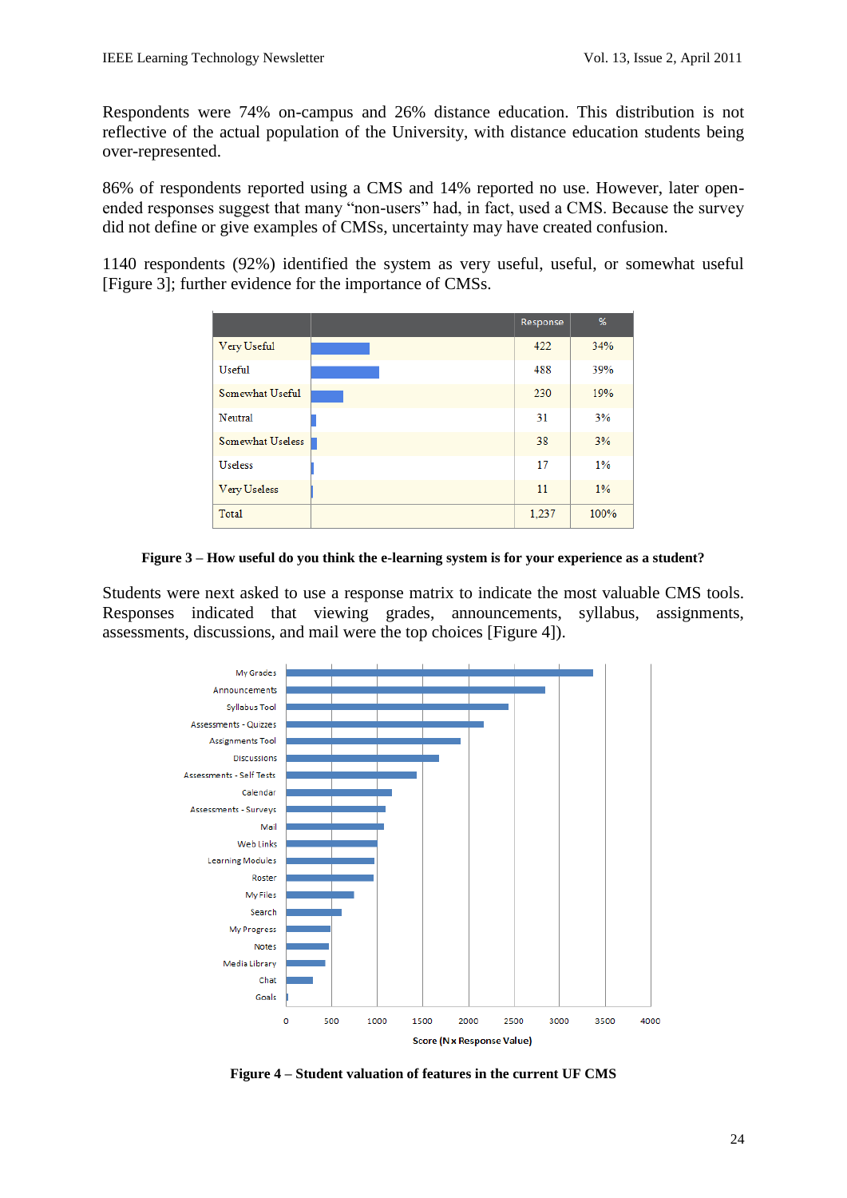Respondents were 74% on-campus and 26% distance education. This distribution is not reflective of the actual population of the University, with distance education students being over-represented.

86% of respondents reported using a CMS and 14% reported no use. However, later open-ended responses suggest that many "non-users" had, in fact, used a CMS. Because the survey did not define or give examples of CMSs, uncertainty may have created confusion.

1140 respondents (92%) identified the system as very useful, useful, or somewhat useful [Figure 3]; further evidence for the importance of CMSs.

| | | Response | % |
|---|---|---|---|
| Very Useful | | 422 | 34% |
| Useful | | 488 | 39% |
| Somewhat Useful | | 230 | 19% |
| Neutral | | 31 | 3% |
| Somewhat Useless | | 38 | 3% |
| Useless | | 17 | 1% |
| Very Useless | | 11 | 1% |
| Total | | 1,237 | 100% |

**Figure 3 – How useful do you think the e-learning system is for your experience as a student?**

Students were next asked to use a response matrix to indicate the most valuable CMS tools. Responses indicated that viewing grades, announcements, syllabus, assignments, assessments, discussions, and mail were the top choices [Figure 4]).

**Figure 4 – Student valuation of features in the current UF CMS**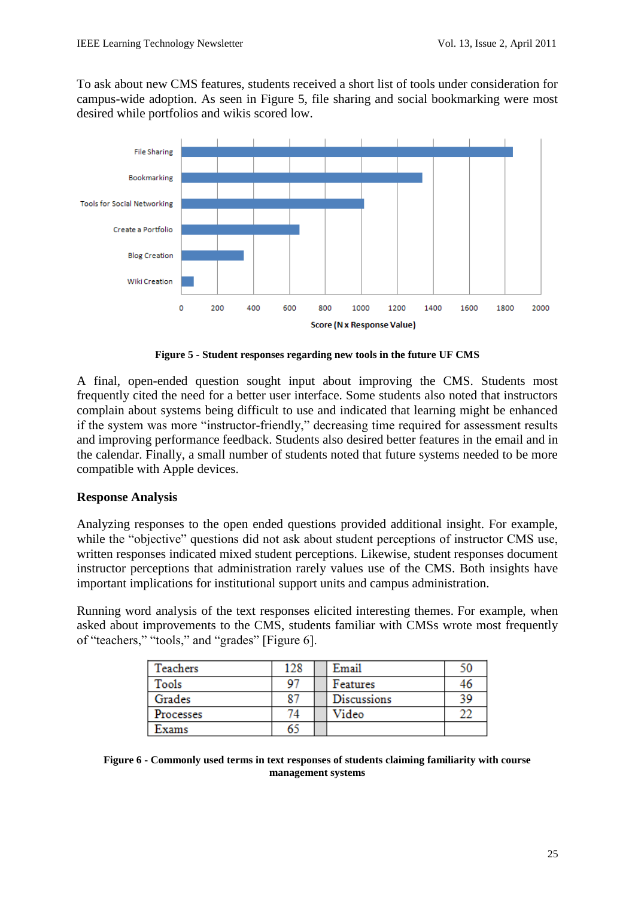To ask about new CMS features, students received a short list of tools under consideration for campus-wide adoption. As seen in Figure 5, file sharing and social bookmarking were most desired while portfolios and wikis scored low.

Figure 5 - Student responses regarding new tools in the future UF CMS

A final, open-ended question sought input about improving the CMS. Students most frequently cited the need for a better user interface. Some students also noted that instructors complain about systems being difficult to use and indicated that learning might be enhanced if the system was more "instructor-friendly," decreasing time required for assessment results and improving performance feedback. Students also desired better features in the email and in the calendar. Finally, a small number of students noted that future systems needed to be more compatible with Apple devices.

## Response Analysis

Analyzing responses to the open ended questions provided additional insight. For example, while the "objective" questions did not ask about student perceptions of instructor CMS use, written responses indicated mixed student perceptions. Likewise, student responses document instructor perceptions that administration rarely values use of the CMS. Both insights have important implications for institutional support units and campus administration.

Running word analysis of the text responses elicited interesting themes. For example, when asked about improvements to the CMS, students familiar with CMSs wrote most frequently of "teachers," "tools," and "grades" [Figure 6].

| Teachers | 128 | | Email | 50 |
|---|---|---|---|---|
| Tools | 97 | | Features | 46 |
| Grades | 87 | | Discussions | 39 |
| Processes | 74 | | Video | 22 |
| Exams | 65 | | | |

Figure 6 - Commonly used terms in text responses of students claiming familiarity with course management systems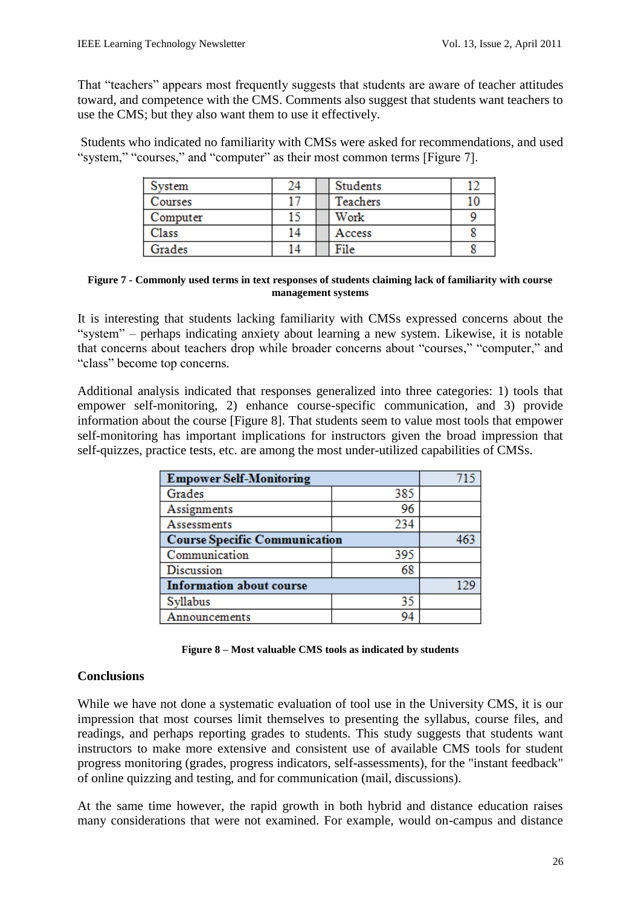That "teachers" appears most frequently suggests that students are aware of teacher attitudes toward, and competence with the CMS. Comments also suggest that students want teachers to use the CMS; but they also want them to use it effectively.

Students who indicated no familiarity with CMSs were asked for recommendations, and used "system," "courses," and "computer" as their most common terms [Figure 7].

| System | 24 | | Students | 12 |
|---|---|---|---|---|
| Courses | 17 | | Teachers | 10 |
| Computer | 15 | | Work | 9 |
| Class | 14 | | Access | 8 |
| Grades | 14 | | File | 8 |

**Figure 7 - Commonly used terms in text responses of students claiming lack of familiarity with course management systems**

It is interesting that students lacking familiarity with CMSs expressed concerns about the "system" – perhaps indicating anxiety about learning a new system. Likewise, it is notable that concerns about teachers drop while broader concerns about "courses," "computer," and "class" become top concerns.

Additional analysis indicated that responses generalized into three categories: 1) tools that empower self-monitoring, 2) enhance course-specific communication, and 3) provide information about the course [Figure 8]. That students seem to value most tools that empower self-monitoring has important implications for instructors given the broad impression that self-quizzes, practice tests, etc. are among the most under-utilized capabilities of CMSs.

| **Empower Self-Monitoring** | | 715 |
|---|---|---|
| Grades | 385 | |
| Assignments | 96 | |
| Assessments | 234 | |
| **Course Specific Communication** | | 463 |
| Communication | 395 | |
| Discussion | 68 | |
| **Information about course** | | 129 |
| Syllabus | 35 | |
| Announcements | 94 | |

**Figure 8 – Most valuable CMS tools as indicated by students**

## Conclusions

While we have not done a systematic evaluation of tool use in the University CMS, it is our impression that most courses limit themselves to presenting the syllabus, course files, and readings, and perhaps reporting grades to students. This study suggests that students want instructors to make more extensive and consistent use of available CMS tools for student progress monitoring (grades, progress indicators, self-assessments), for the "instant feedback" of online quizzing and testing, and for communication (mail, discussions).

At the same time however, the rapid growth in both hybrid and distance education raises many considerations that were not examined. For example, would on-campus and distance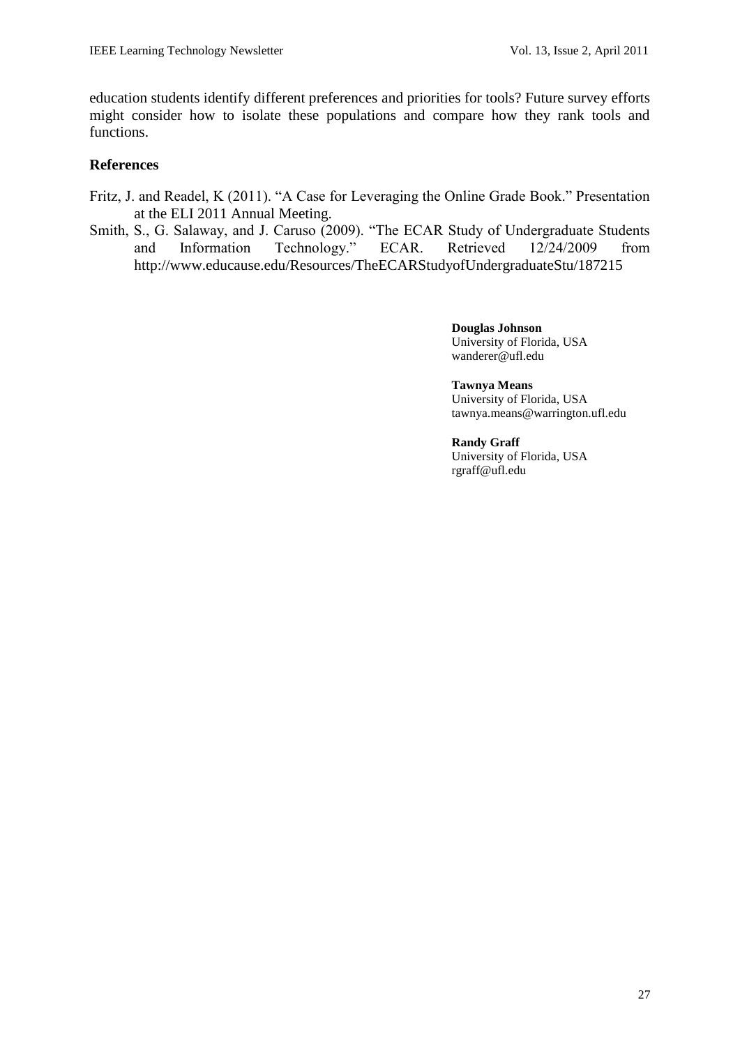education students identify different preferences and priorities for tools? Future survey efforts might consider how to isolate these populations and compare how they rank tools and functions.

## References

Fritz, J. and Readel, K (2011). "A Case for Leveraging the Online Grade Book." Presentation at the ELI 2011 Annual Meeting.

Smith, S., G. Salaway, and J. Caruso (2009). "The ECAR Study of Undergraduate Students and Information Technology." ECAR. Retrieved 12/24/2009 from http://www.educause.edu/Resources/TheECARStudyofUndergraduateStu/187215

**Douglas Johnson**
University of Florida, USA
wanderer@ufl.edu

**Tawnya Means**
University of Florida, USA
tawnya.means@warrington.ufl.edu

**Randy Graff**
University of Florida, USA
rgraff@ufl.edu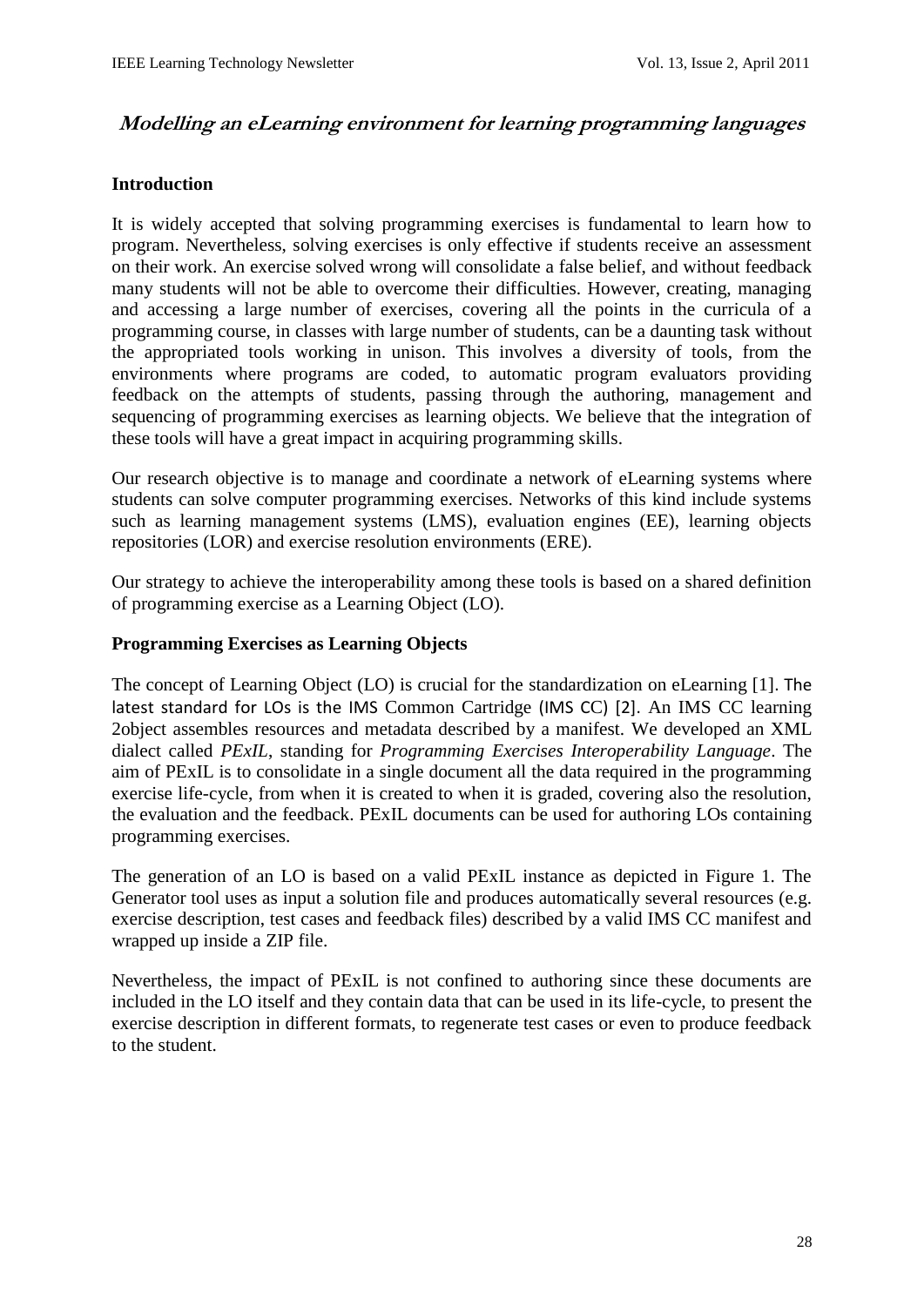# *Modelling an eLearning environment for learning programming languages*

## Introduction

It is widely accepted that solving programming exercises is fundamental to learn how to program. Nevertheless, solving exercises is only effective if students receive an assessment on their work. An exercise solved wrong will consolidate a false belief, and without feedback many students will not be able to overcome their difficulties. However, creating, managing and accessing a large number of exercises, covering all the points in the curricula of a programming course, in classes with large number of students, can be a daunting task without the appropriated tools working in unison. This involves a diversity of tools, from the environments where programs are coded, to automatic program evaluators providing feedback on the attempts of students, passing through the authoring, management and sequencing of programming exercises as learning objects. We believe that the integration of these tools will have a great impact in acquiring programming skills.

Our research objective is to manage and coordinate a network of eLearning systems where students can solve computer programming exercises. Networks of this kind include systems such as learning management systems (LMS), evaluation engines (EE), learning objects repositories (LOR) and exercise resolution environments (ERE).

Our strategy to achieve the interoperability among these tools is based on a shared definition of programming exercise as a Learning Object (LO).

## Programming Exercises as Learning Objects

The concept of Learning Object (LO) is crucial for the standardization on eLearning [1]. The latest standard for LOs is the IMS Common Cartridge (IMS CC) [2]. An IMS CC learning 2object assembles resources and metadata described by a manifest. We developed an XML dialect called *PExIL*, standing for *Programming Exercises Interoperability Language*. The aim of PExIL is to consolidate in a single document all the data required in the programming exercise life-cycle, from when it is created to when it is graded, covering also the resolution, the evaluation and the feedback. PExIL documents can be used for authoring LOs containing programming exercises.

The generation of an LO is based on a valid PExIL instance as depicted in Figure 1. The Generator tool uses as input a solution file and produces automatically several resources (e.g. exercise description, test cases and feedback files) described by a valid IMS CC manifest and wrapped up inside a ZIP file.

Nevertheless, the impact of PExIL is not confined to authoring since these documents are included in the LO itself and they contain data that can be used in its life-cycle, to present the exercise description in different formats, to regenerate test cases or even to produce feedback to the student.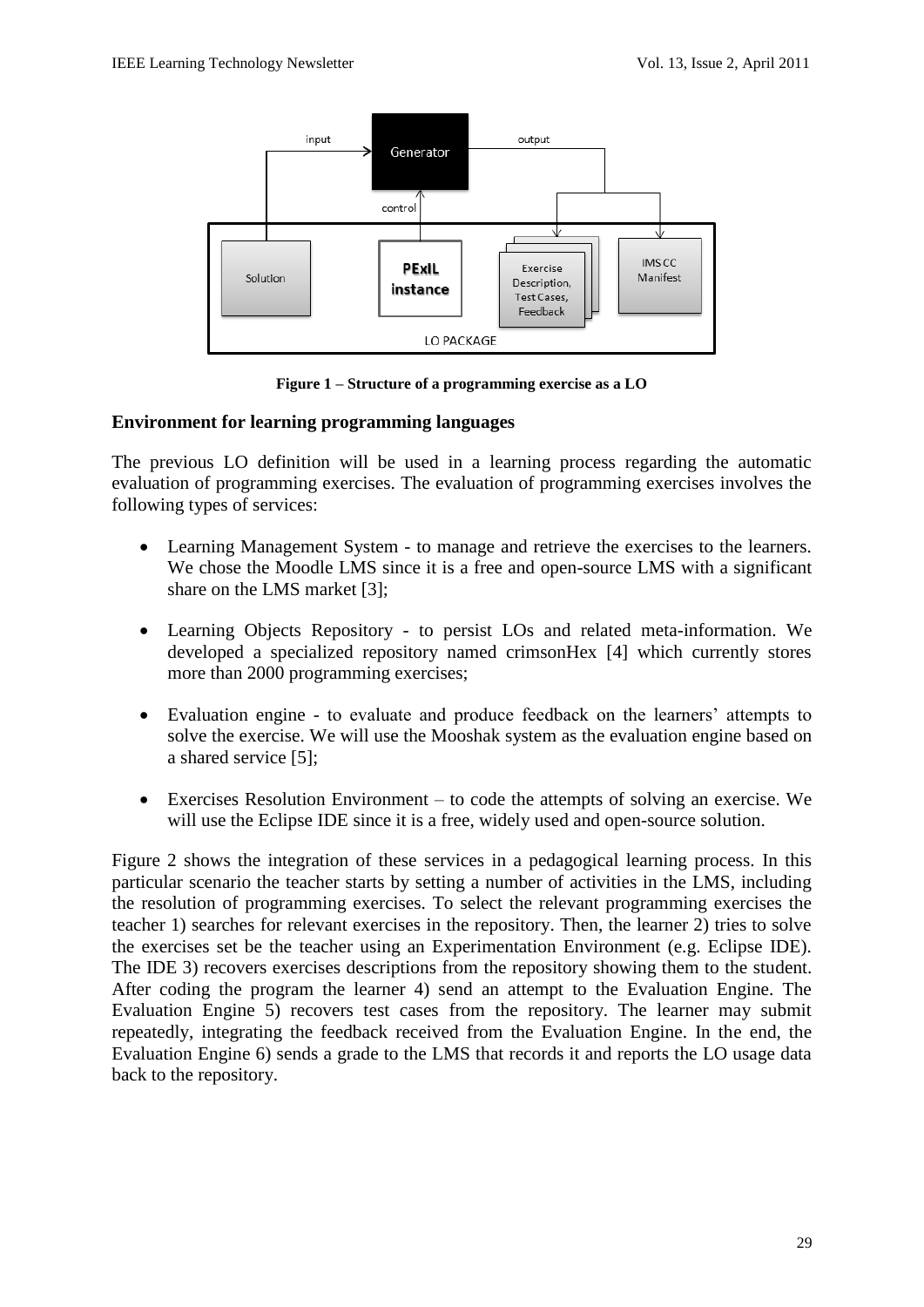**Figure 1 – Structure of a programming exercise as a LO**

## Environment for learning programming languages

The previous LO definition will be used in a learning process regarding the automatic evaluation of programming exercises. The evaluation of programming exercises involves the following types of services:

- Learning Management System - to manage and retrieve the exercises to the learners. We chose the Moodle LMS since it is a free and open-source LMS with a significant share on the LMS market [3];
- Learning Objects Repository - to persist LOs and related meta-information. We developed a specialized repository named crimsonHex [4] which currently stores more than 2000 programming exercises;
- Evaluation engine - to evaluate and produce feedback on the learners' attempts to solve the exercise. We will use the Mooshak system as the evaluation engine based on a shared service [5];
- Exercises Resolution Environment – to code the attempts of solving an exercise. We will use the Eclipse IDE since it is a free, widely used and open-source solution.

Figure 2 shows the integration of these services in a pedagogical learning process. In this particular scenario the teacher starts by setting a number of activities in the LMS, including the resolution of programming exercises. To select the relevant programming exercises the teacher 1) searches for relevant exercises in the repository. Then, the learner 2) tries to solve the exercises set be the teacher using an Experimentation Environment (e.g. Eclipse IDE). The IDE 3) recovers exercises descriptions from the repository showing them to the student. After coding the program the learner 4) send an attempt to the Evaluation Engine. The Evaluation Engine 5) recovers test cases from the repository. The learner may submit repeatedly, integrating the feedback received from the Evaluation Engine. In the end, the Evaluation Engine 6) sends a grade to the LMS that records it and reports the LO usage data back to the repository.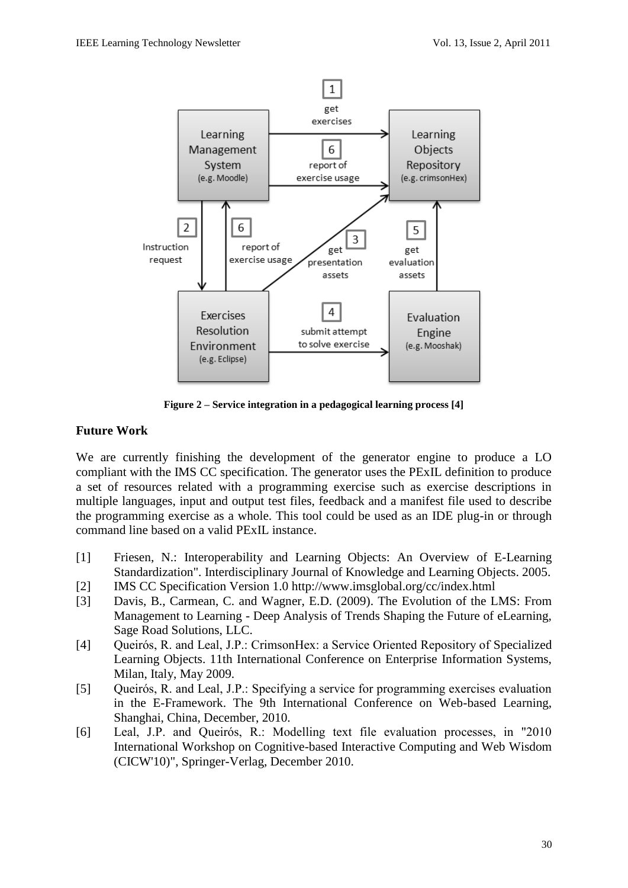Figure 2 – Service integration in a pedagogical learning process [4]

## Future Work

We are currently finishing the development of the generator engine to produce a LO compliant with the IMS CC specification. The generator uses the PExIL definition to produce a set of resources related with a programming exercise such as exercise descriptions in multiple languages, input and output test files, feedback and a manifest file used to describe the programming exercise as a whole. This tool could be used as an IDE plug-in or through command line based on a valid PExIL instance.

[1] Friesen, N.: Interoperability and Learning Objects: An Overview of E-Learning Standardization". Interdisciplinary Journal of Knowledge and Learning Objects. 2005.

[2] IMS CC Specification Version 1.0 http://www.imsglobal.org/cc/index.html

[3] Davis, B., Carmean, C. and Wagner, E.D. (2009). The Evolution of the LMS: From Management to Learning - Deep Analysis of Trends Shaping the Future of eLearning, Sage Road Solutions, LLC.

[4] Queirós, R. and Leal, J.P.: CrimsonHex: a Service Oriented Repository of Specialized Learning Objects. 11th International Conference on Enterprise Information Systems, Milan, Italy, May 2009.

[5] Queirós, R. and Leal, J.P.: Specifying a service for programming exercises evaluation in the E-Framework. The 9th International Conference on Web-based Learning, Shanghai, China, December, 2010.

[6] Leal, J.P. and Queirós, R.: Modelling text file evaluation processes, in "2010 International Workshop on Cognitive-based Interactive Computing and Web Wisdom (CICW'10)", Springer-Verlag, December 2010.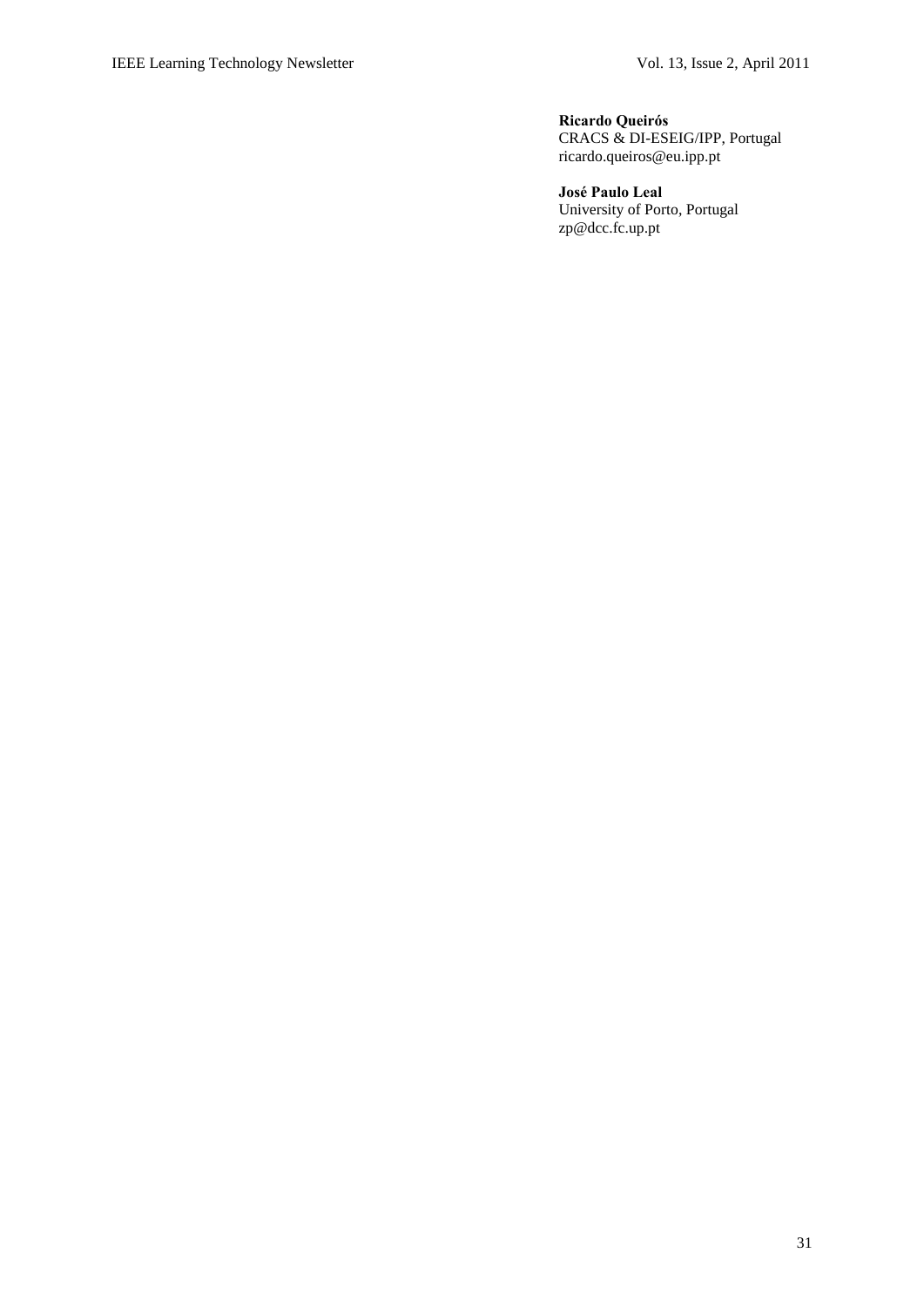**Ricardo Queirós**
CRACS & DI-ESEIG/IPP, Portugal
ricardo.queiros@eu.ipp.pt

**José Paulo Leal**
University of Porto, Portugal
zp@dcc.fc.up.pt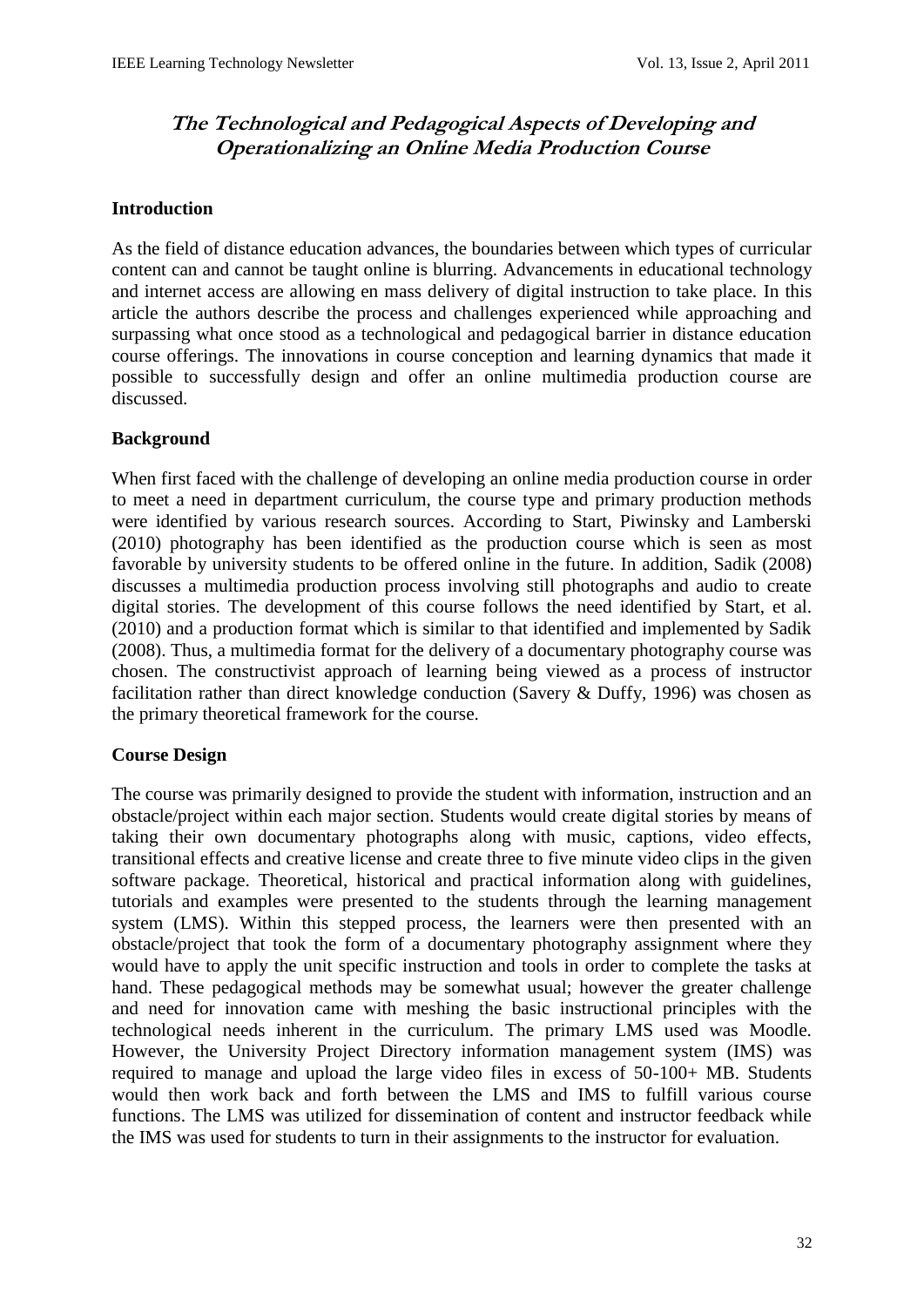# *The Technological and Pedagogical Aspects of Developing and Operationalizing an Online Media Production Course*

## Introduction

As the field of distance education advances, the boundaries between which types of curricular content can and cannot be taught online is blurring. Advancements in educational technology and internet access are allowing en mass delivery of digital instruction to take place. In this article the authors describe the process and challenges experienced while approaching and surpassing what once stood as a technological and pedagogical barrier in distance education course offerings. The innovations in course conception and learning dynamics that made it possible to successfully design and offer an online multimedia production course are discussed.

## Background

When first faced with the challenge of developing an online media production course in order to meet a need in department curriculum, the course type and primary production methods were identified by various research sources. According to Start, Piwinsky and Lamberski (2010) photography has been identified as the production course which is seen as most favorable by university students to be offered online in the future. In addition, Sadik (2008) discusses a multimedia production process involving still photographs and audio to create digital stories. The development of this course follows the need identified by Start, et al. (2010) and a production format which is similar to that identified and implemented by Sadik (2008). Thus, a multimedia format for the delivery of a documentary photography course was chosen. The constructivist approach of learning being viewed as a process of instructor facilitation rather than direct knowledge conduction (Savery & Duffy, 1996) was chosen as the primary theoretical framework for the course.

## Course Design

The course was primarily designed to provide the student with information, instruction and an obstacle/project within each major section. Students would create digital stories by means of taking their own documentary photographs along with music, captions, video effects, transitional effects and creative license and create three to five minute video clips in the given software package. Theoretical, historical and practical information along with guidelines, tutorials and examples were presented to the students through the learning management system (LMS). Within this stepped process, the learners were then presented with an obstacle/project that took the form of a documentary photography assignment where they would have to apply the unit specific instruction and tools in order to complete the tasks at hand. These pedagogical methods may be somewhat usual; however the greater challenge and need for innovation came with meshing the basic instructional principles with the technological needs inherent in the curriculum. The primary LMS used was Moodle. However, the University Project Directory information management system (IMS) was required to manage and upload the large video files in excess of 50-100+ MB. Students would then work back and forth between the LMS and IMS to fulfill various course functions. The LMS was utilized for dissemination of content and instructor feedback while the IMS was used for students to turn in their assignments to the instructor for evaluation.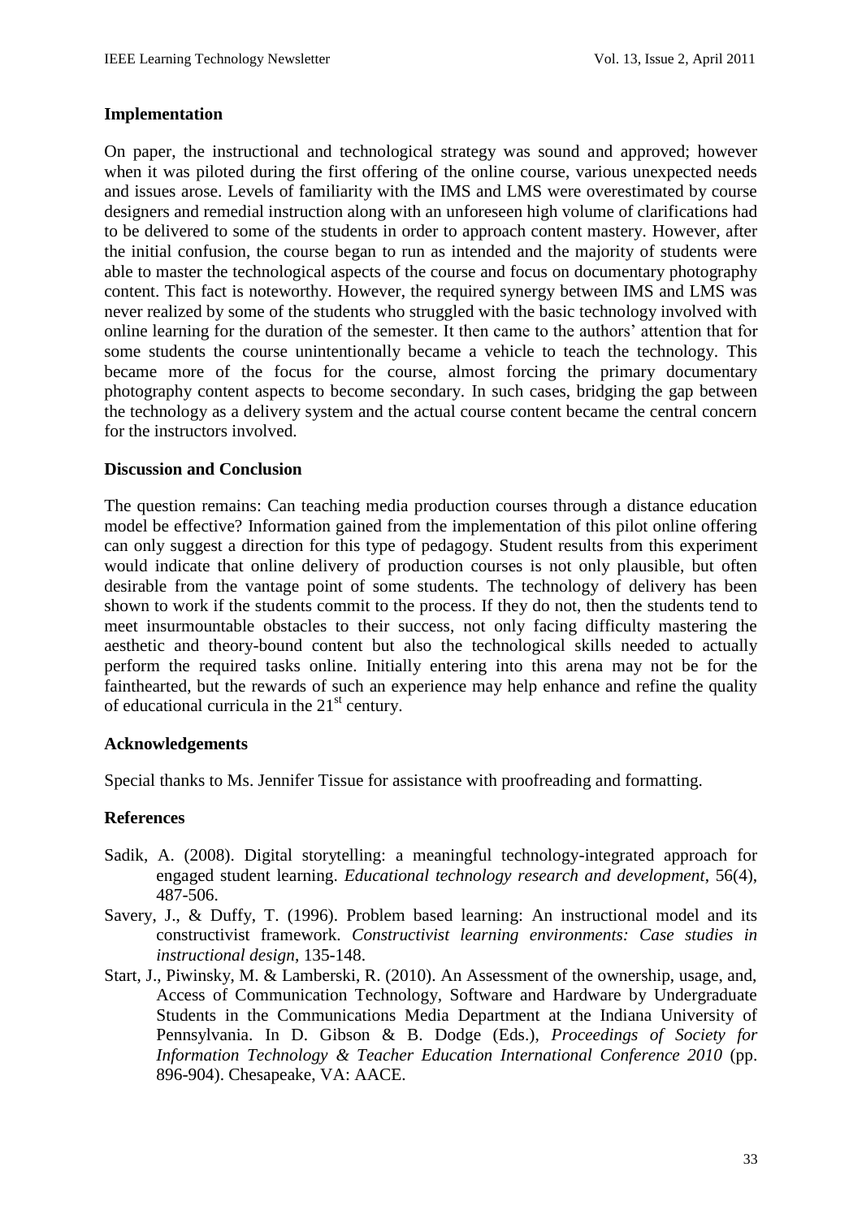## Implementation

On paper, the instructional and technological strategy was sound and approved; however when it was piloted during the first offering of the online course, various unexpected needs and issues arose. Levels of familiarity with the IMS and LMS were overestimated by course designers and remedial instruction along with an unforeseen high volume of clarifications had to be delivered to some of the students in order to approach content mastery. However, after the initial confusion, the course began to run as intended and the majority of students were able to master the technological aspects of the course and focus on documentary photography content. This fact is noteworthy. However, the required synergy between IMS and LMS was never realized by some of the students who struggled with the basic technology involved with online learning for the duration of the semester. It then came to the authors' attention that for some students the course unintentionally became a vehicle to teach the technology. This became more of the focus for the course, almost forcing the primary documentary photography content aspects to become secondary. In such cases, bridging the gap between the technology as a delivery system and the actual course content became the central concern for the instructors involved.

## Discussion and Conclusion

The question remains: Can teaching media production courses through a distance education model be effective? Information gained from the implementation of this pilot online offering can only suggest a direction for this type of pedagogy. Student results from this experiment would indicate that online delivery of production courses is not only plausible, but often desirable from the vantage point of some students. The technology of delivery has been shown to work if the students commit to the process. If they do not, then the students tend to meet insurmountable obstacles to their success, not only facing difficulty mastering the aesthetic and theory-bound content but also the technological skills needed to actually perform the required tasks online. Initially entering into this arena may not be for the fainthearted, but the rewards of such an experience may help enhance and refine the quality of educational curricula in the 21st century.

## Acknowledgements

Special thanks to Ms. Jennifer Tissue for assistance with proofreading and formatting.

## References

Sadik, A. (2008). Digital storytelling: a meaningful technology-integrated approach for engaged student learning. *Educational technology research and development*, 56(4), 487-506.

Savery, J., & Duffy, T. (1996). Problem based learning: An instructional model and its constructivist framework. *Constructivist learning environments: Case studies in instructional design*, 135-148.

Start, J., Piwinsky, M. & Lamberski, R. (2010). An Assessment of the ownership, usage, and, Access of Communication Technology, Software and Hardware by Undergraduate Students in the Communications Media Department at the Indiana University of Pennsylvania. In D. Gibson & B. Dodge (Eds.), *Proceedings of Society for Information Technology & Teacher Education International Conference 2010* (pp. 896-904). Chesapeake, VA: AACE.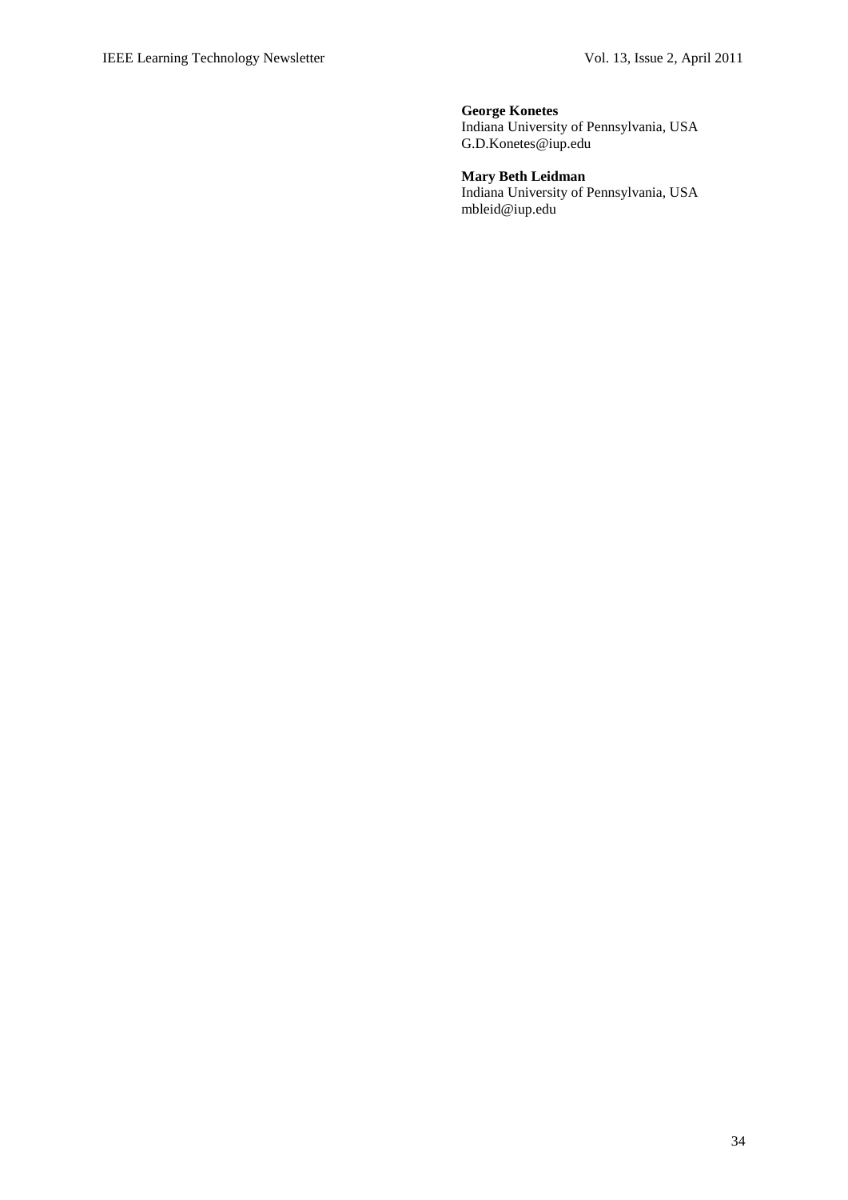**George Konetes**
Indiana University of Pennsylvania, USA
G.D.Konetes@iup.edu

**Mary Beth Leidman**
Indiana University of Pennsylvania, USA
mbleid@iup.edu